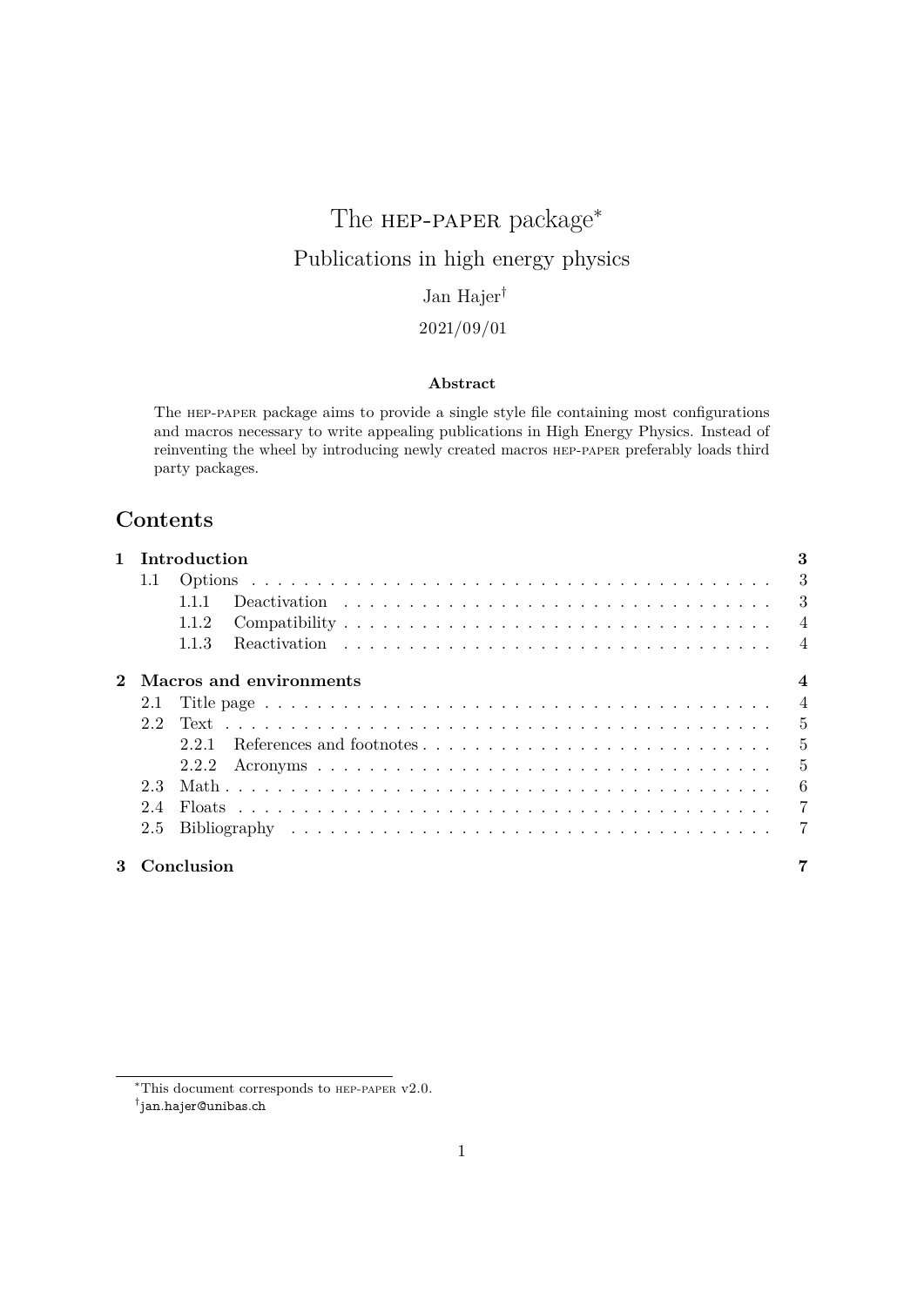# The HEP-PAPER package[*]

## Publications in high energy physics

Jan Hajer[†]

2021/09/01

**Abstract**

The HEP-PAPER package aims to provide a single style file containing most configurations and macros necessary to write appealing publications in High Energy Physics. Instead of reinventing the wheel by introducing newly created macros HEP-PAPER preferably loads third party packages.

## Contents

- **1 Introduction** — 3
  - 1.1 Options — 3
    - 1.1.1 Deactivation — 3
    - 1.1.2 Compatibility — 4
    - 1.1.3 Reactivation — 4
- **2 Macros and environments** — 4
  - 2.1 Title page — 4
  - 2.2 Text — 5
    - 2.2.1 References and footnotes — 5
    - 2.2.2 Acronyms — 5
  - 2.3 Math — 6
  - 2.4 Floats — 7
  - 2.5 Bibliography — 7
- **3 Conclusion** — 7

---

[*] This document corresponds to HEP-PAPER v2.0.

[†] jan.hajer@unibas.ch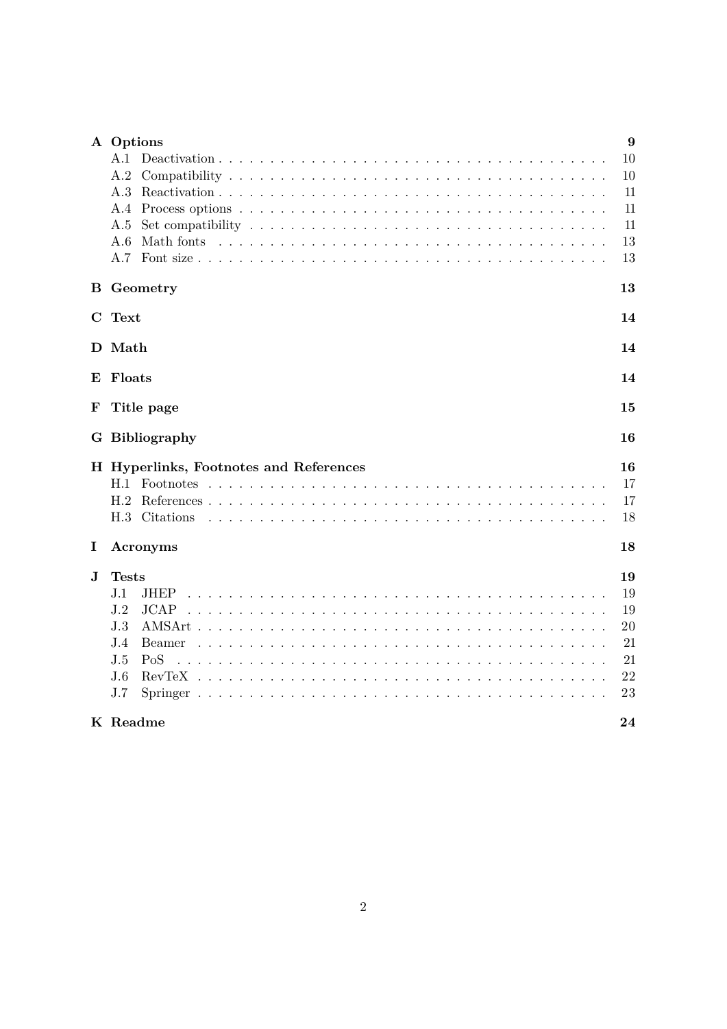**A Options** 9
- A.1 Deactivation 10
- A.2 Compatibility 10
- A.3 Reactivation 11
- A.4 Process options 11
- A.5 Set compatibility 11
- A.6 Math fonts 13
- A.7 Font size 13

**B Geometry** 13

**C Text** 14

**D Math** 14

**E Floats** 14

**F Title page** 15

**G Bibliography** 16

**H Hyperlinks, Footnotes and References** 16
- H.1 Footnotes 17
- H.2 References 17
- H.3 Citations 18

**I Acronyms** 18

**J Tests** 19
- J.1 JHEP 19
- J.2 JCAP 19
- J.3 AMSArt 20
- J.4 Beamer 21
- J.5 PoS 21
- J.6 RevTeX 22
- J.7 Springer 23

**K Readme** 24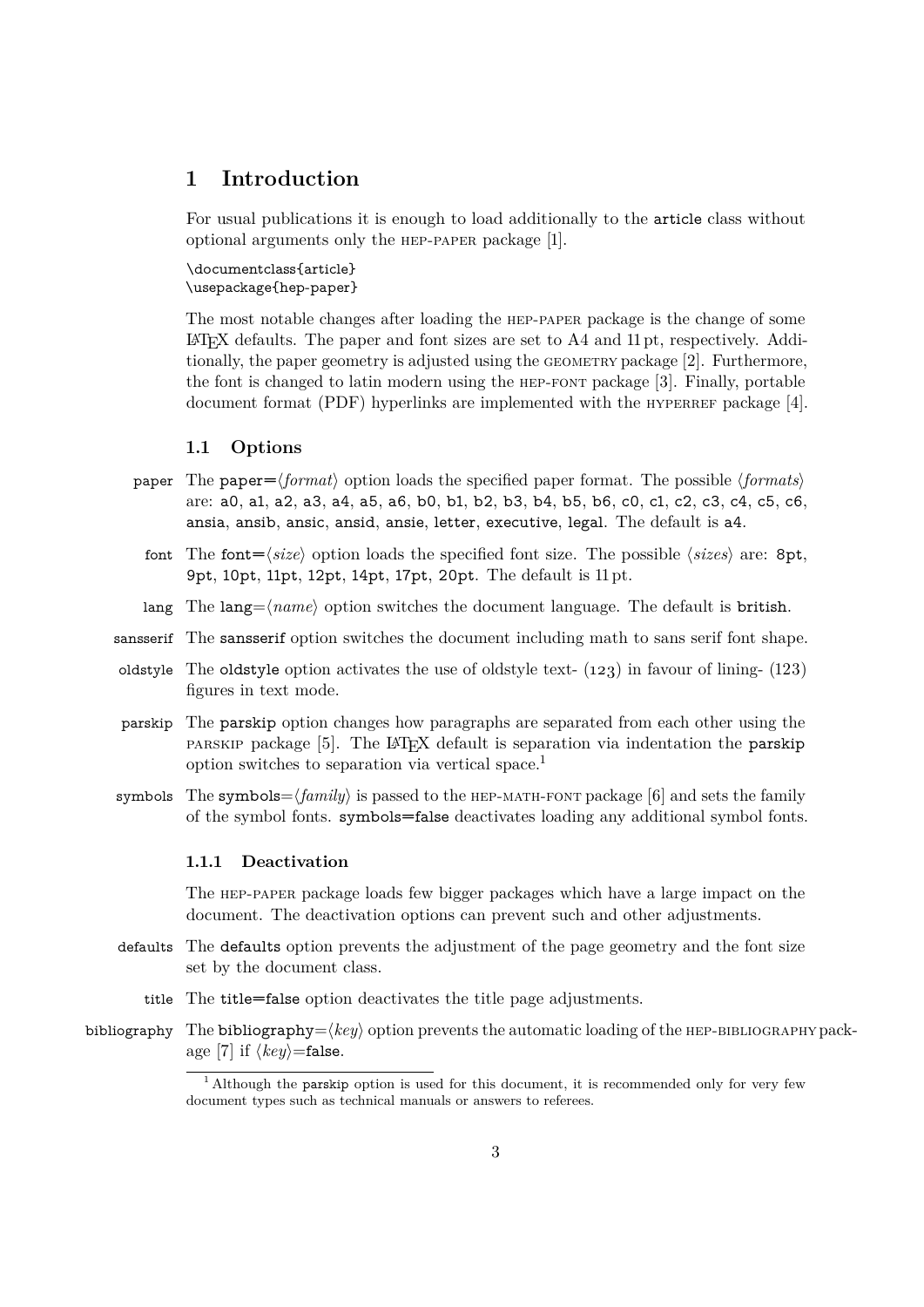# 1 Introduction

For usual publications it is enough to load additionally to the `article` class without optional arguments only the HEP-PAPER package [1].

```
\documentclass{article}
\usepackage{hep-paper}
```

The most notable changes after loading the HEP-PAPER package is the change of some LaTeX defaults. The paper and font sizes are set to A4 and 11 pt, respectively. Additionally, the paper geometry is adjusted using the GEOMETRY package [2]. Furthermore, the font is changed to latin modern using the HEP-FONT package [3]. Finally, portable document format (PDF) hyperlinks are implemented with the HYPERREF package [4].

## 1.1 Options

**paper** The `paper=`⟨*format*⟩ option loads the specified paper format. The possible ⟨*formats*⟩ are: `a0`, `a1`, `a2`, `a3`, `a4`, `a5`, `a6`, `b0`, `b1`, `b2`, `b3`, `b4`, `b5`, `b6`, `c0`, `c1`, `c2`, `c3`, `c4`, `c5`, `c6`, `ansia`, `ansib`, `ansic`, `ansid`, `ansie`, `letter`, `executive`, `legal`. The default is `a4`.

**font** The `font=`⟨*size*⟩ option loads the specified font size. The possible ⟨*sizes*⟩ are: `8pt`, `9pt`, `10pt`, `11pt`, `12pt`, `14pt`, `17pt`, `20pt`. The default is 11 pt.

**lang** The `lang=`⟨*name*⟩ option switches the document language. The default is `british`.

**sansserif** The `sansserif` option switches the document including math to sans serif font shape.

**oldstyle** The `oldstyle` option activates the use of oldstyle text- (123) in favour of lining- (123) figures in text mode.

**parskip** The `parskip` option changes how paragraphs are separated from each other using the PARSKIP package [5]. The LaTeX default is separation via indentation the `parskip` option switches to separation via vertical space.[1]

**symbols** The `symbols=`⟨*family*⟩ is passed to the HEP-MATH-FONT package [6] and sets the family of the symbol fonts. `symbols=false` deactivates loading any additional symbol fonts.

### 1.1.1 Deactivation

The HEP-PAPER package loads few bigger packages which have a large impact on the document. The deactivation options can prevent such and other adjustments.

**defaults** The `defaults` option prevents the adjustment of the page geometry and the font size set by the document class.

**title** The `title=false` option deactivates the title page adjustments.

**bibliography** The `bibliography=`⟨*key*⟩ option prevents the automatic loading of the HEP-BIBLIOGRAPHY package [7] if ⟨*key*⟩=`false`.

[1] Although the `parskip` option is used for this document, it is recommended only for very few document types such as technical manuals or answers to referees.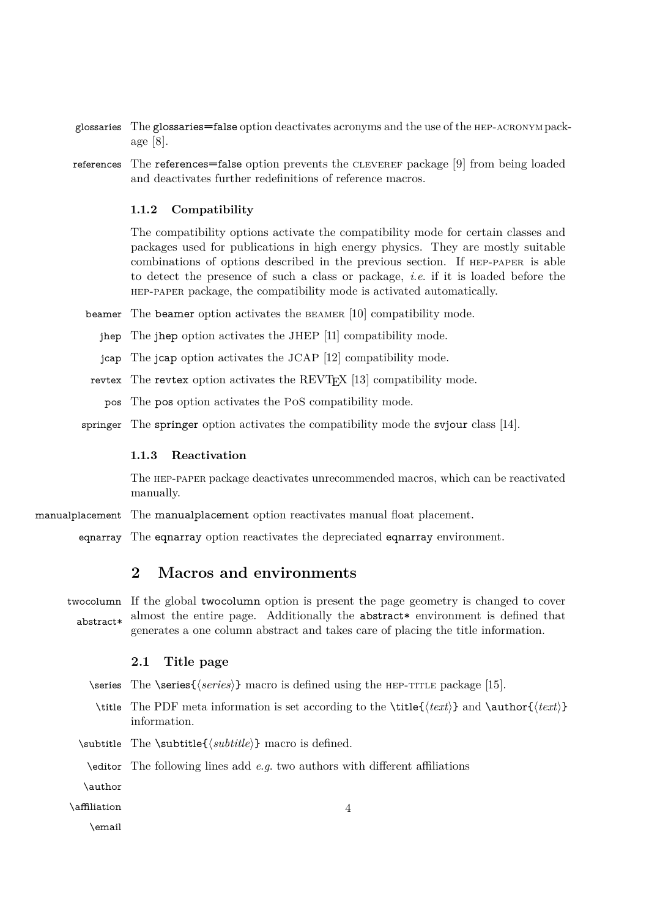glossaries The glossaries=false option deactivates acronyms and the use of the HEP-ACRONYM package [8].

references The references=false option prevents the CLEVEREF package [9] from being loaded and deactivates further redefinitions of reference macros.

### 1.1.2 Compatibility

The compatibility options activate the compatibility mode for certain classes and packages used for publications in high energy physics. They are mostly suitable combinations of options described in the previous section. If HEP-PAPER is able to detect the presence of such a class or package, *i.e.* if it is loaded before the HEP-PAPER package, the compatibility mode is activated automatically.

beamer The beamer option activates the BEAMER [10] compatibility mode.

jhep The jhep option activates the JHEP [11] compatibility mode.

jcap The jcap option activates the JCAP [12] compatibility mode.

revtex The revtex option activates the REVTEX [13] compatibility mode.

pos The pos option activates the PoS compatibility mode.

springer The springer option activates the compatibility mode the svjour class [14].

### 1.1.3 Reactivation

The HEP-PAPER package deactivates unrecommended macros, which can be reactivated manually.

manualplacement The manualplacement option reactivates manual float placement.

eqnarray The eqnarray option reactivates the depreciated eqnarray environment.

# 2 Macros and environments

twocolumn abstract* If the global twocolumn option is present the page geometry is changed to cover almost the entire page. Additionally the abstract* environment is defined that generates a one column abstract and takes care of placing the title information.

## 2.1 Title page

\series The \series{⟨*series*⟩} macro is defined using the HEP-TITLE package [15].

\title The PDF meta information is set according to the \title{⟨*text*⟩} and \author{⟨*text*⟩} information.

\subtitle The \subtitle{⟨*subtitle*⟩} macro is defined.

\editor \author \affiliation \email The following lines add *e.g.* two authors with different affiliations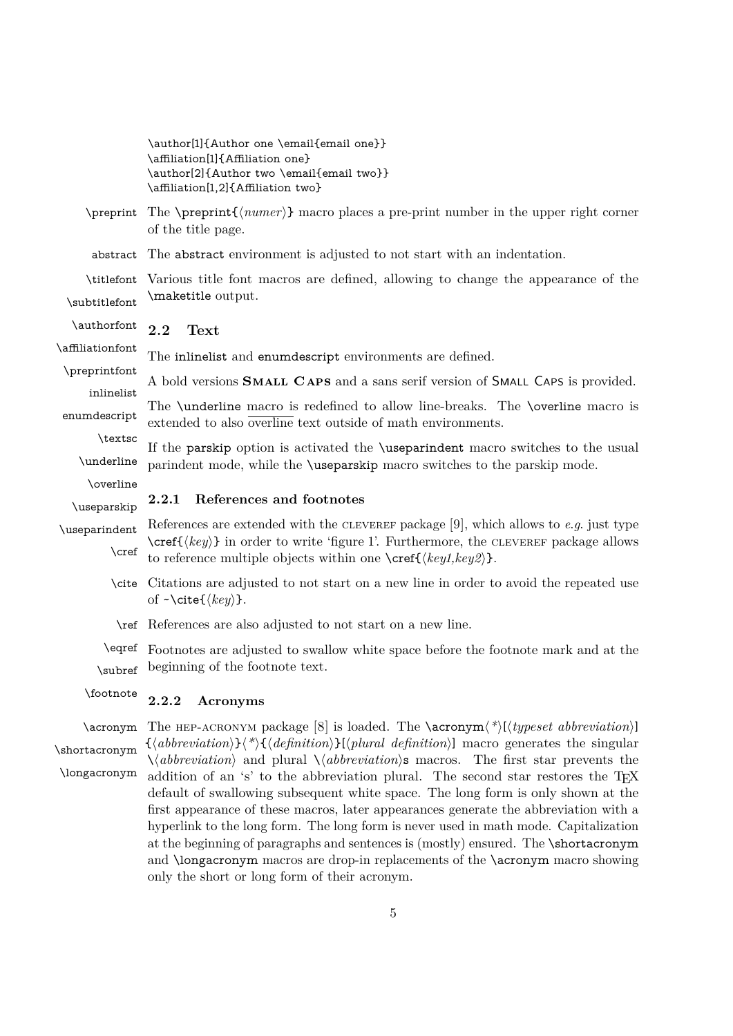```
\author[1]{Author one \email{email one}}
\affiliation[1]{Affiliation one}
\author[2]{Author two \email{email two}}
\affiliation[1,2]{Affiliation two}
```

`\preprint` The `\preprint{⟨numer⟩}` macro places a pre-print number in the upper right corner of the title page.

`abstract` The `abstract` environment is adjusted to not start with an indentation.

`\titlefont` `\subtitlefont` `\authorfont` `\affiliationfont` `\preprintfont` Various title font macros are defined, allowing to change the appearance of the `\maketitle` output.

## 2.2 Text

`inlinelist` `enumdescript` The `inlinelist` and `enumdescript` environments are defined.

`\textsc` A bold versions **SMALL CAPS** and a sans serif version of SMALL CAPS is provided.

`\underline` `\overline` The `\underline` macro is redefined to allow line-breaks. The `\overline` macro is extended to also overline text outside of math environments.

`\useparskip` `\useparindent` If the `parskip` option is activated the `\useparindent` macro switches to the usual parindent mode, while the `\useparskip` macro switches to the parskip mode.

### 2.2.1 References and footnotes

`\cref` References are extended with the CLEVEREF package [9], which allows to *e.g.* just type `\cref{⟨key⟩}` in order to write 'figure 1'. Furthermore, the CLEVEREF package allows to reference multiple objects within one `\cref{⟨key1,key2⟩}`.

`\cite` Citations are adjusted to not start on a new line in order to avoid the repeated use of `~\cite{⟨key⟩}`.

`\ref` References are also adjusted to not start on a new line.

`\eqref` `\subref`

`\footnote` Footnotes are adjusted to swallow white space before the footnote mark and at the beginning of the footnote text.

### 2.2.2 Acronyms

`\acronym` `\shortacronym` `\longacronym` The HEP-ACRONYM package [8] is loaded. The `\acronym⟨*⟩[⟨typeset abbreviation⟩]{⟨abbreviation⟩}⟨*⟩{⟨definition⟩}[⟨plural definition⟩]` macro generates the singular `\⟨abbreviation⟩` and plural `\⟨abbreviation⟩s` macros. The first star prevents the addition of an 's' to the abbreviation plural. The second star restores the TEX default of swallowing subsequent white space. The long form is only shown at the first appearance of these macros, later appearances generate the abbreviation with a hyperlink to the long form. The long form is never used in math mode. Capitalization at the beginning of paragraphs and sentences is (mostly) ensured. The `\shortacronym` and `\longacronym` macros are drop-in replacements of the `\acronym` macro showing only the short or long form of their acronym.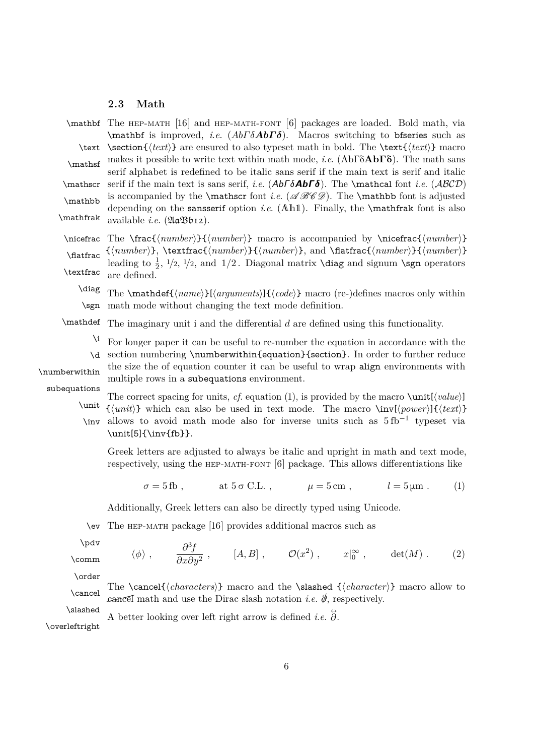### 2.3 Math

The HEP-MATH [16] and HEP-MATH-FONT [6] packages are loaded. Bold math, via `\mathbf` is improved, *i.e.* ($Ab\Gamma\delta\boldsymbol{Ab\Gamma\delta}$). Macros switching to `bfseries` such as `\section{⟨text⟩}` are ensured to also typeset math in bold. The `\text{⟨text⟩}` macro makes it possible to write text within math mode, *i.e.* (AbΓδ**AbΓδ**). The math sans serif alphabet is redefined to be italic sans serif if the main text is serif and italic serif if the main text is sans serif, *i.e.* ($\mathsf{Ab\Gamma\delta}\boldsymbol{\mathsf{Ab\Gamma\delta}}$). The `\mathcal` font *i.e.* ($\mathcal{ABCD}$) is accompanied by the `\mathscr` font *i.e.* ($\mathscr{ABCD}$). The `\mathbb` font is adjusted depending on the `sansserif` option *i.e.* ($\mathbb{A}\mathbb{h}\mathbb{1}$). Finally, the `\mathfrak` font is also available *i.e.* ($\mathfrak{AaBb12}$).

The `\frac{⟨number⟩}{⟨number⟩}` macro is accompanied by `\nicefrac{⟨number⟩}{⟨number⟩}`, `\textfrac{⟨number⟩}{⟨number⟩}`, and `\flatfrac{⟨number⟩}{⟨number⟩}` leading to $\frac{1}{2}$, 1/2, 1/2, and $1/2$. Diagonal matrix `\diag` and signum `\sgn` operators are defined.

The `\mathdef{⟨name⟩}[⟨arguments⟩]{⟨code⟩}` macro (re-)defines macros only within math mode without changing the text mode definition.

The imaginary unit i and the differential $d$ are defined using this functionality.

For longer paper it can be useful to re-number the equation in accordance with the section numbering `\numberwithin{equation}{section}`. In order to further reduce the size the of equation counter it can be useful to wrap `align` environments with multiple rows in a `subequations` environment.

The correct spacing for units, *cf.* equation (1), is provided by the macro `\unit[⟨value⟩]{⟨unit⟩}` which can also be used in text mode. The macro `\inv[⟨power⟩]{⟨text⟩}` allows to avoid math mode also for inverse units such as $5\,\mathrm{fb}^{-1}$ typeset via `\unit[5]{\inv{fb}}`.

Greek letters are adjusted to always be italic and upright in math and text mode, respectively, using the HEP-MATH-FONT [6] package. This allows differentiations like

$$\sigma = 5\,\mathrm{fb}\,, \qquad \text{at } 5\,\sigma \text{ C.L.}\,, \qquad \mu = 5\,\mathrm{cm}\,, \qquad l = 5\,\mathrm{\mu m}\,. \tag{1}$$

Additionally, Greek letters can also be directly typed using Unicode.

The HEP-MATH package [16] provides additional macros such as

$$\langle\phi\rangle\,, \qquad \frac{\partial^3 f}{\partial x \partial y^2}\,, \qquad [A, B]\,, \qquad \mathcal{O}(x^2)\,, \qquad x|_0^\infty\,, \qquad \det(M)\,. \tag{2}$$

The `\cancel{⟨characters⟩}` macro and the `\slashed {⟨character⟩}` macro allow to ~~cancel~~ math and use the Dirac slash notation *i.e.* $\not{\partial}$, respectively.

A better looking over left right arrow is defined *i.e.* $\overleftrightarrow{\partial}$.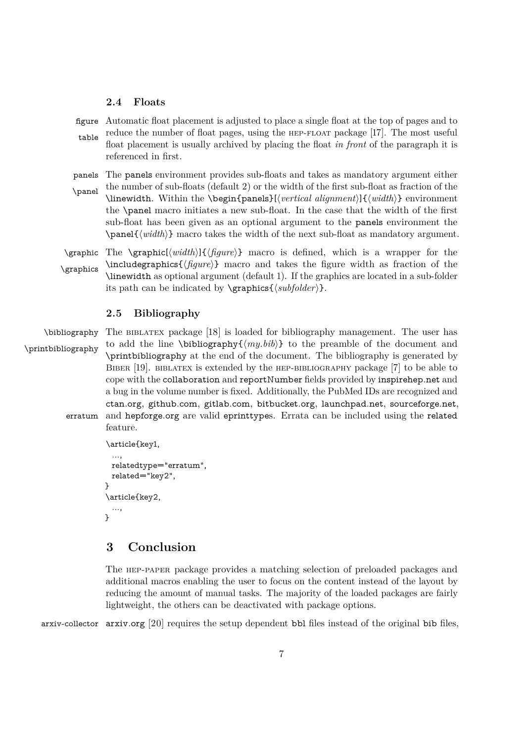### 2.4 Floats

figure
table

Automatic float placement is adjusted to place a single float at the top of pages and to reduce the number of float pages, using the HEP-FLOAT package [17]. The most useful float placement is usually archived by placing the float *in front* of the paragraph it is referenced in first.

panels
\panel

The `panels` environment provides sub-floats and takes as mandatory argument either the number of sub-floats (default 2) or the width of the first sub-float as fraction of the `\linewidth`. Within the `\begin{panels}[⟨vertical alignment⟩]{⟨width⟩}` environment the `\panel` macro initiates a new sub-float. In the case that the width of the first sub-float has been given as an optional argument to the `panels` environment the `\panel{⟨width⟩}` macro takes the width of the next sub-float as mandatory argument.

\graphic
\graphics

The `\graphic[⟨width⟩]{⟨figure⟩}` macro is defined, which is a wrapper for the `\includegraphics{⟨figure⟩}` macro and takes the figure width as fraction of the `\linewidth` as optional argument (default 1). If the graphics are located in a sub-folder its path can be indicated by `\graphics{⟨subfolder⟩}`.

### 2.5 Bibliography

\bibliography
\printbibliography

The BIBLATEX package [18] is loaded for bibliography management. The user has to add the line `\bibliography{⟨my.bib⟩}` to the preamble of the document and `\printbibliography` at the end of the document. The bibliography is generated by BIBER [19]. BIBLATEX is extended by the HEP-BIBLIOGRAPHY package [7] to be able to cope with the `collaboration` and `reportNumber` fields provided by `inspirehep.net` and a bug in the volume number is fixed. Additionally, the PubMed IDs are recognized and `ctan.org`, `github.com`, `gitlab.com`, `bitbucket.org`, `launchpad.net`, `sourceforge.net`, and `hepforge.org` are valid `eprinttype`s. Errata can be included using the `related` feature.

erratum

```
\article{key1,
  ...,
  relatedtype="erratum",
  related="key2",
}
\article{key2,
  ...,
}
```

## 3 Conclusion

The HEP-PAPER package provides a matching selection of preloaded packages and additional macros enabling the user to focus on the content instead of the layout by reducing the amount of manual tasks. The majority of the loaded packages are fairly lightweight, the others can be deactivated with package options.

arxiv-collector

`arxiv.org` [20] requires the setup dependent `bbl` files instead of the original `bib` files,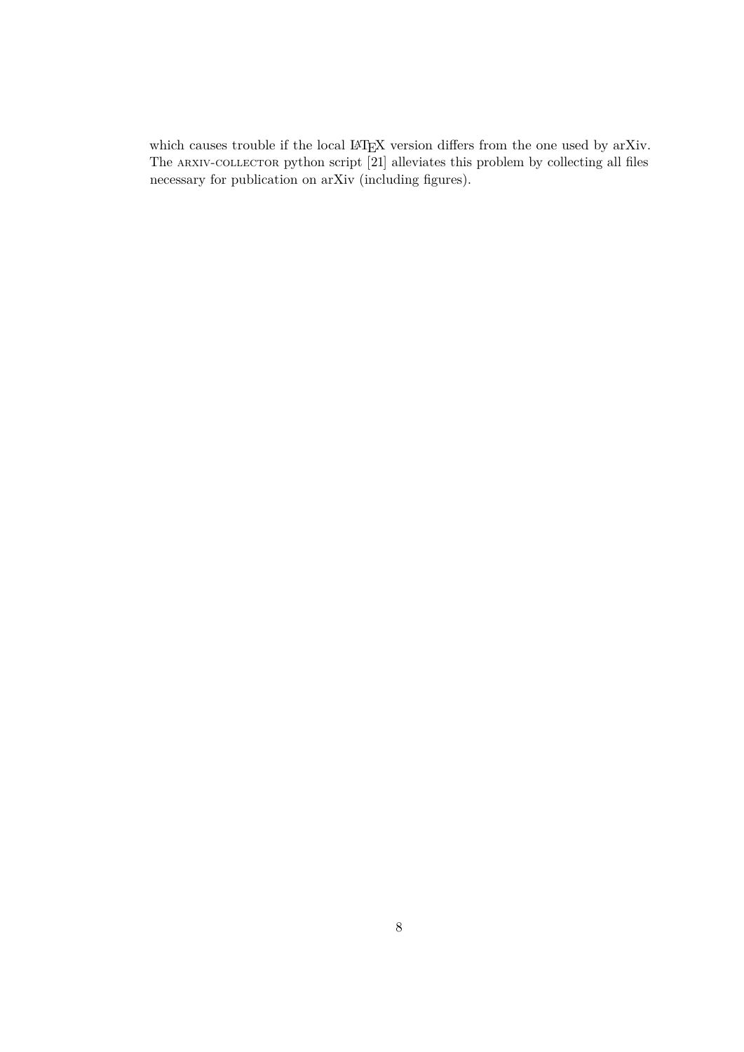which causes trouble if the local LaTeX version differs from the one used by arXiv. The arxiv-collector python script [21] alleviates this problem by collecting all files necessary for publication on arXiv (including figures).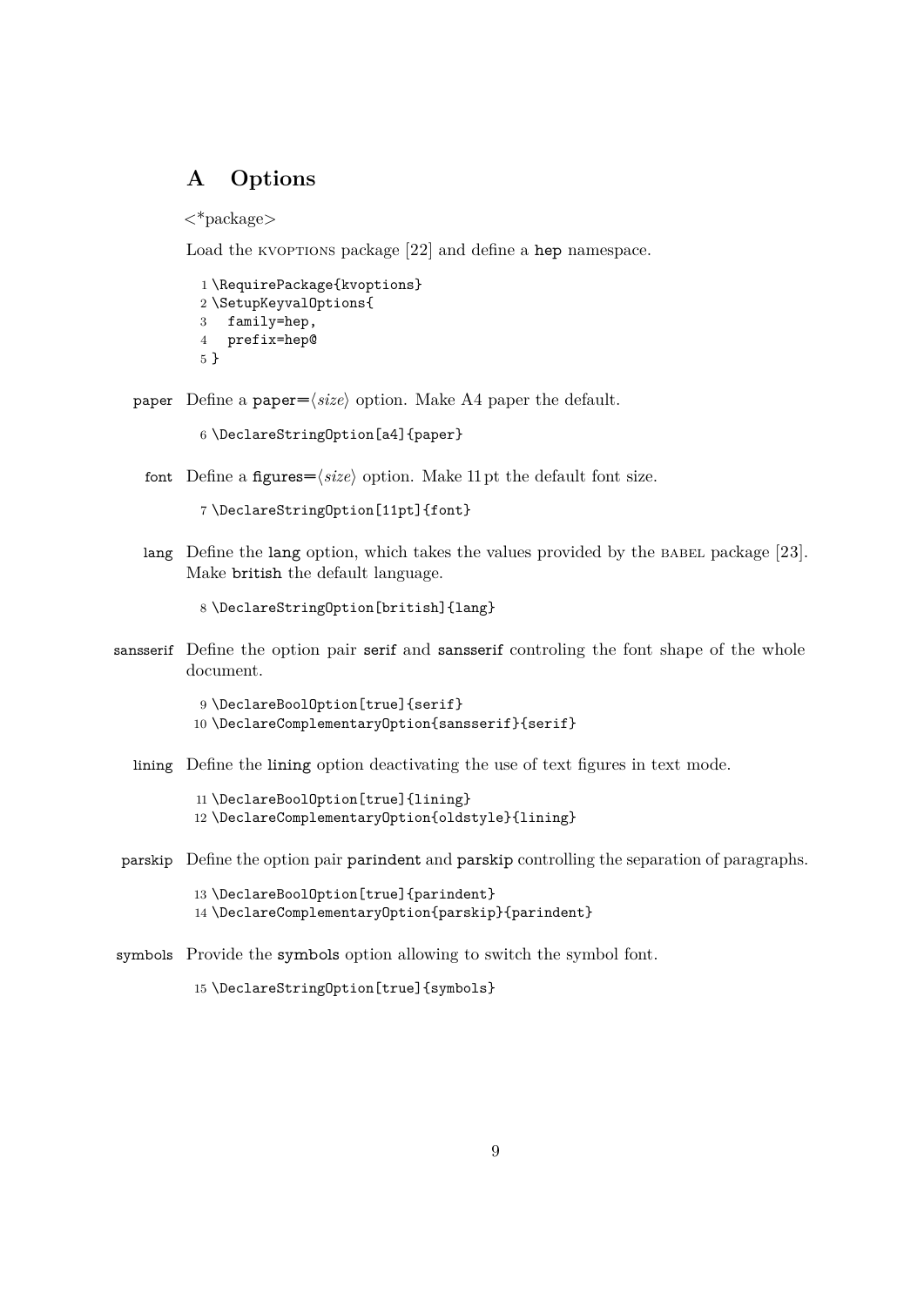## A Options

<*package>

Load the KVOPTIONS package [22] and define a hep namespace.

```
1 \RequirePackage{kvoptions}
2 \SetupKeyvalOptions{
3   family=hep,
4   prefix=hep@
5 }
```

paper Define a paper=⟨*size*⟩ option. Make A4 paper the default.

```
6 \DeclareStringOption[a4]{paper}
```

font Define a figures=⟨*size*⟩ option. Make 11 pt the default font size.

```
7 \DeclareStringOption[11pt]{font}
```

lang Define the lang option, which takes the values provided by the BABEL package [23]. Make british the default language.

```
8 \DeclareStringOption[british]{lang}
```

sansserif Define the option pair serif and sansserif controling the font shape of the whole document.

```
9 \DeclareBoolOption[true]{serif}
10 \DeclareComplementaryOption{sansserif}{serif}
```

lining Define the lining option deactivating the use of text figures in text mode.

```
11 \DeclareBoolOption[true]{lining}
12 \DeclareComplementaryOption{oldstyle}{lining}
```

parskip Define the option pair parindent and parskip controlling the separation of paragraphs.

```
13 \DeclareBoolOption[true]{parindent}
14 \DeclareComplementaryOption{parskip}{parindent}
```

symbols Provide the symbols option allowing to switch the symbol font.

```
15 \DeclareStringOption[true]{symbols}
```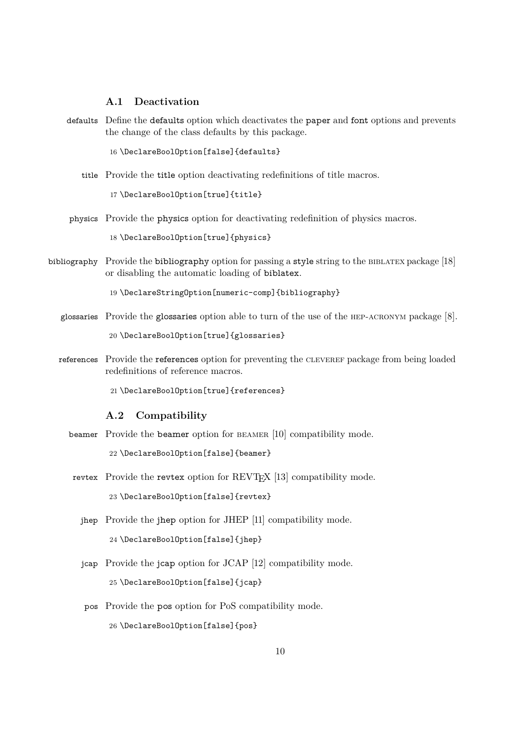### A.1 Deactivation

defaults Define the defaults option which deactivates the paper and font options and prevents the change of the class defaults by this package.

```
16 \DeclareBoolOption[false]{defaults}
```

title Provide the title option deactivating redefinitions of title macros.

```
17 \DeclareBoolOption[true]{title}
```

physics Provide the physics option for deactivating redefinition of physics macros.

```
18 \DeclareBoolOption[true]{physics}
```

bibliography Provide the bibliography option for passing a style string to the BIBLATEX package [18] or disabling the automatic loading of biblatex.

```
19 \DeclareStringOption[numeric-comp]{bibliography}
```

glossaries Provide the glossaries option able to turn of the use of the HEP-ACRONYM package [8].

```
20 \DeclareBoolOption[true]{glossaries}
```

references Provide the references option for preventing the CLEVEREF package from being loaded redefinitions of reference macros.

```
21 \DeclareBoolOption[true]{references}
```

### A.2 Compatibility

beamer Provide the beamer option for BEAMER [10] compatibility mode.

```
22 \DeclareBoolOption[false]{beamer}
```

revtex Provide the revtex option for REVTEX [13] compatibility mode.

```
23 \DeclareBoolOption[false]{revtex}
```

jhep Provide the jhep option for JHEP [11] compatibility mode.

```
24 \DeclareBoolOption[false]{jhep}
```

jcap Provide the jcap option for JCAP [12] compatibility mode.

```
25 \DeclareBoolOption[false]{jcap}
```

pos Provide the pos option for PoS compatibility mode.

```
26 \DeclareBoolOption[false]{pos}
```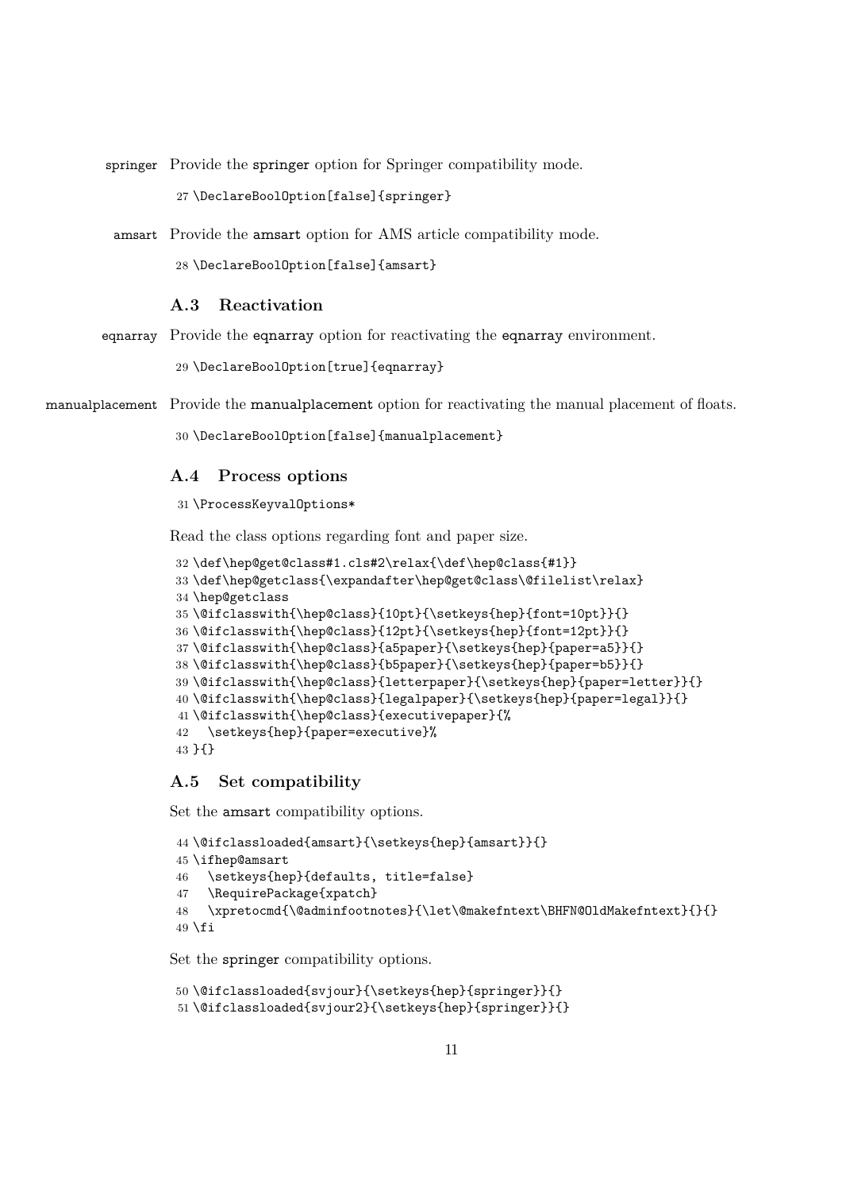springer Provide the springer option for Springer compatibility mode.

```
27 \DeclareBoolOption[false]{springer}
```

amsart Provide the amsart option for AMS article compatibility mode.

```
28 \DeclareBoolOption[false]{amsart}
```

### A.3 Reactivation

eqnarray Provide the eqnarray option for reactivating the eqnarray environment.

```
29 \DeclareBoolOption[true]{eqnarray}
```

manualplacement Provide the manualplacement option for reactivating the manual placement of floats.

```
30 \DeclareBoolOption[false]{manualplacement}
```

### A.4 Process options

```
31 \ProcessKeyvalOptions*
```

Read the class options regarding font and paper size.

```
32 \def\hep@get@class#1.cls#2\relax{\def\hep@class{#1}}
33 \def\hep@getclass{\expandafter\hep@get@class\@filelist\relax}
34 \hep@getclass
35 \@ifclasswith{\hep@class}{10pt}{\setkeys{hep}{font=10pt}}{}
36 \@ifclasswith{\hep@class}{12pt}{\setkeys{hep}{font=12pt}}{}
37 \@ifclasswith{\hep@class}{a5paper}{\setkeys{hep}{paper=a5}}{}
38 \@ifclasswith{\hep@class}{b5paper}{\setkeys{hep}{paper=b5}}{}
39 \@ifclasswith{\hep@class}{letterpaper}{\setkeys{hep}{paper=letter}}{}
40 \@ifclasswith{\hep@class}{legalpaper}{\setkeys{hep}{paper=legal}}{}
41 \@ifclasswith{\hep@class}{executivepaper}{%
42   \setkeys{hep}{paper=executive}%
43 }{}
```

### A.5 Set compatibility

Set the amsart compatibility options.

```
44 \@ifclassloaded{amsart}{\setkeys{hep}{amsart}}{}
45 \ifhep@amsart
46   \setkeys{hep}{defaults, title=false}
47   \RequirePackage{xpatch}
48   \xpretocmd{\@adminfootnotes}{\let\@makefntext\BHFN@OldMakefntext}{}{}
49 \fi
```

Set the springer compatibility options.

```
50 \@ifclassloaded{svjour}{\setkeys{hep}{springer}}{}
51 \@ifclassloaded{svjour2}{\setkeys{hep}{springer}}{}
```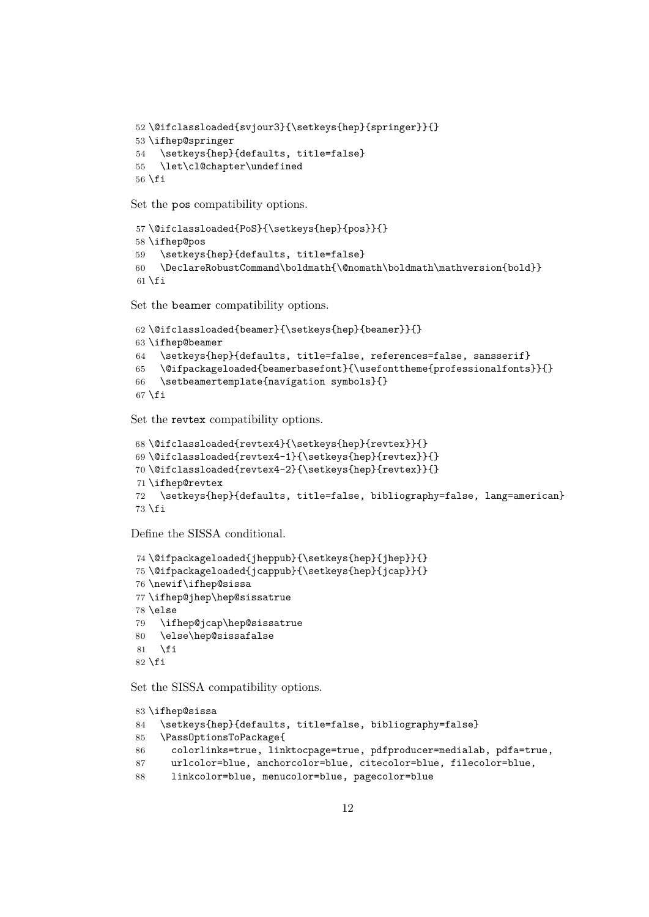```
52 \@ifclassloaded{svjour3}{\setkeys{hep}{springer}}{}
53 \ifhep@springer
54   \setkeys{hep}{defaults, title=false}
55   \let\cl@chapter\undefined
56 \fi
```

Set the pos compatibility options.

```
57 \@ifclassloaded{PoS}{\setkeys{hep}{pos}}{}
58 \ifhep@pos
59   \setkeys{hep}{defaults, title=false}
60   \DeclareRobustCommand\boldmath{\@nomath\boldmath\mathversion{bold}}
61 \fi
```

Set the beamer compatibility options.

```
62 \@ifclassloaded{beamer}{\setkeys{hep}{beamer}}{}
63 \ifhep@beamer
64   \setkeys{hep}{defaults, title=false, references=false, sansserif}
65   \@ifpackageloaded{beamerbasefont}{\usefonttheme{professionalfonts}}{}
66   \setbeamertemplate{navigation symbols}{}
67 \fi
```

Set the revtex compatibility options.

```
68 \@ifclassloaded{revtex4}{\setkeys{hep}{revtex}}{}
69 \@ifclassloaded{revtex4-1}{\setkeys{hep}{revtex}}{}
70 \@ifclassloaded{revtex4-2}{\setkeys{hep}{revtex}}{}
71 \ifhep@revtex
72   \setkeys{hep}{defaults, title=false, bibliography=false, lang=american}
73 \fi
```

Define the SISSA conditional.

```
74 \@ifpackageloaded{jheppub}{\setkeys{hep}{jhep}}{}
75 \@ifpackageloaded{jcappub}{\setkeys{hep}{jcap}}{}
76 \newif\ifhep@sissa
77 \ifhep@jhep\hep@sissatrue
78 \else
79   \ifhep@jcap\hep@sissatrue
80   \else\hep@sissafalse
81   \fi
82 \fi
```

Set the SISSA compatibility options.

```
83 \ifhep@sissa
84   \setkeys{hep}{defaults, title=false, bibliography=false}
85   \PassOptionsToPackage{
86     colorlinks=true, linktocpage=true, pdfproducer=medialab, pdfa=true,
87     urlcolor=blue, anchorcolor=blue, citecolor=blue, filecolor=blue,
88     linkcolor=blue, menucolor=blue, pagecolor=blue
```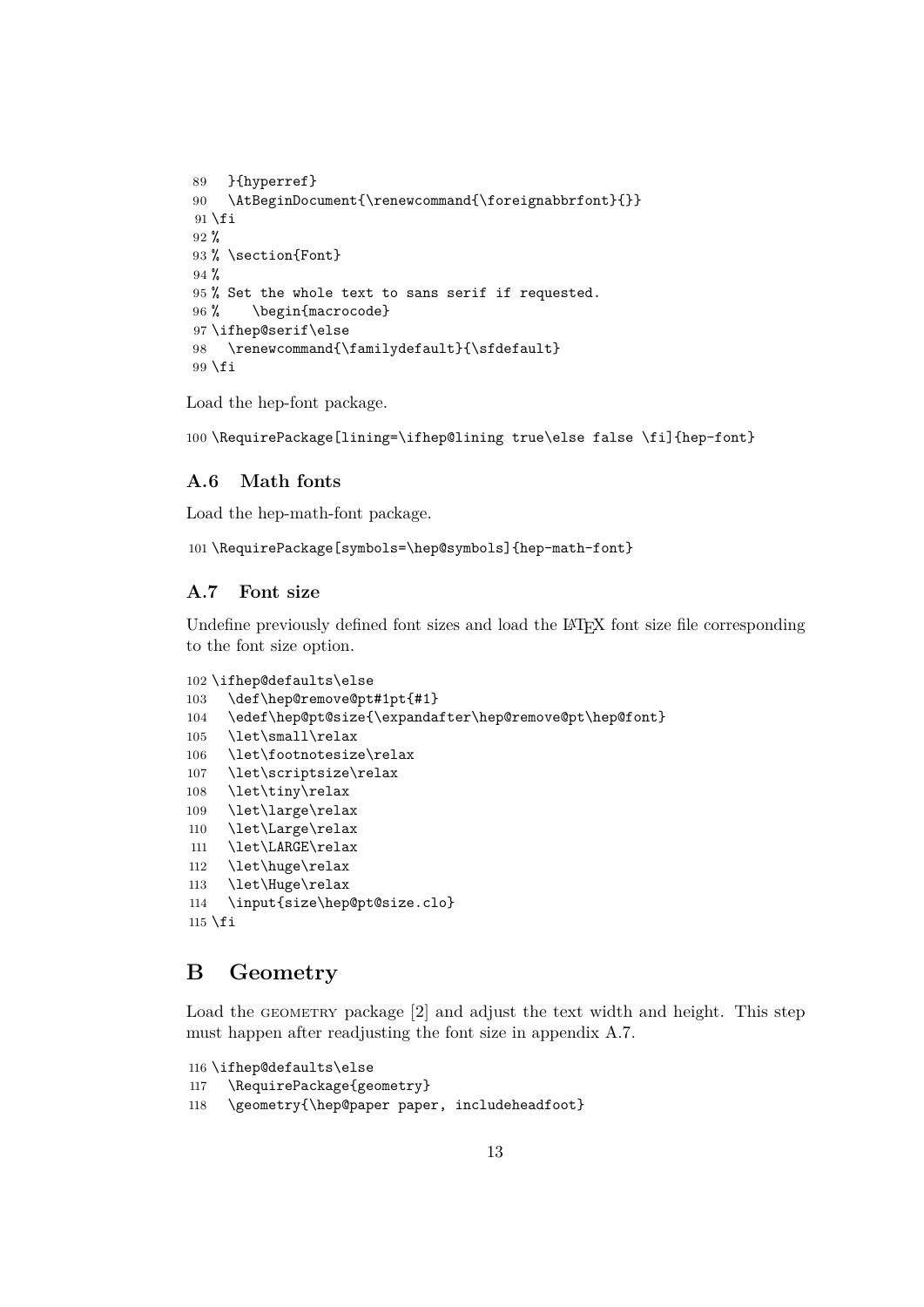```
89   }{hyperref}
90   \AtBeginDocument{\renewcommand{\foreignabbrfont}{}}
91 \fi
92 %
93 % \section{Font}
94 %
95 % Set the whole text to sans serif if requested.
96 %    \begin{macrocode}
97 \ifhep@serif\else
98   \renewcommand{\familydefault}{\sfdefault}
99 \fi
```

Load the hep-font package.

```
100 \RequirePackage[lining=\ifhep@lining true\else false \fi]{hep-font}
```

### A.6 Math fonts

Load the hep-math-font package.

```
101 \RequirePackage[symbols=\hep@symbols]{hep-math-font}
```

### A.7 Font size

Undefine previously defined font sizes and load the LaTeX font size file corresponding to the font size option.

```
102 \ifhep@defaults\else
103   \def\hep@remove@pt#1pt{#1}
104   \edef\hep@pt@size{\expandafter\hep@remove@pt\hep@font}
105   \let\small\relax
106   \let\footnotesize\relax
107   \let\scriptsize\relax
108   \let\tiny\relax
109   \let\large\relax
110   \let\Large\relax
111   \let\LARGE\relax
112   \let\huge\relax
113   \let\Huge\relax
114   \input{size\hep@pt@size.clo}
115 \fi
```

## B Geometry

Load the GEOMETRY package [2] and adjust the text width and height. This step must happen after readjusting the font size in appendix A.7.

```
116 \ifhep@defaults\else
117   \RequirePackage{geometry}
118   \geometry{\hep@paper paper, includeheadfoot}
```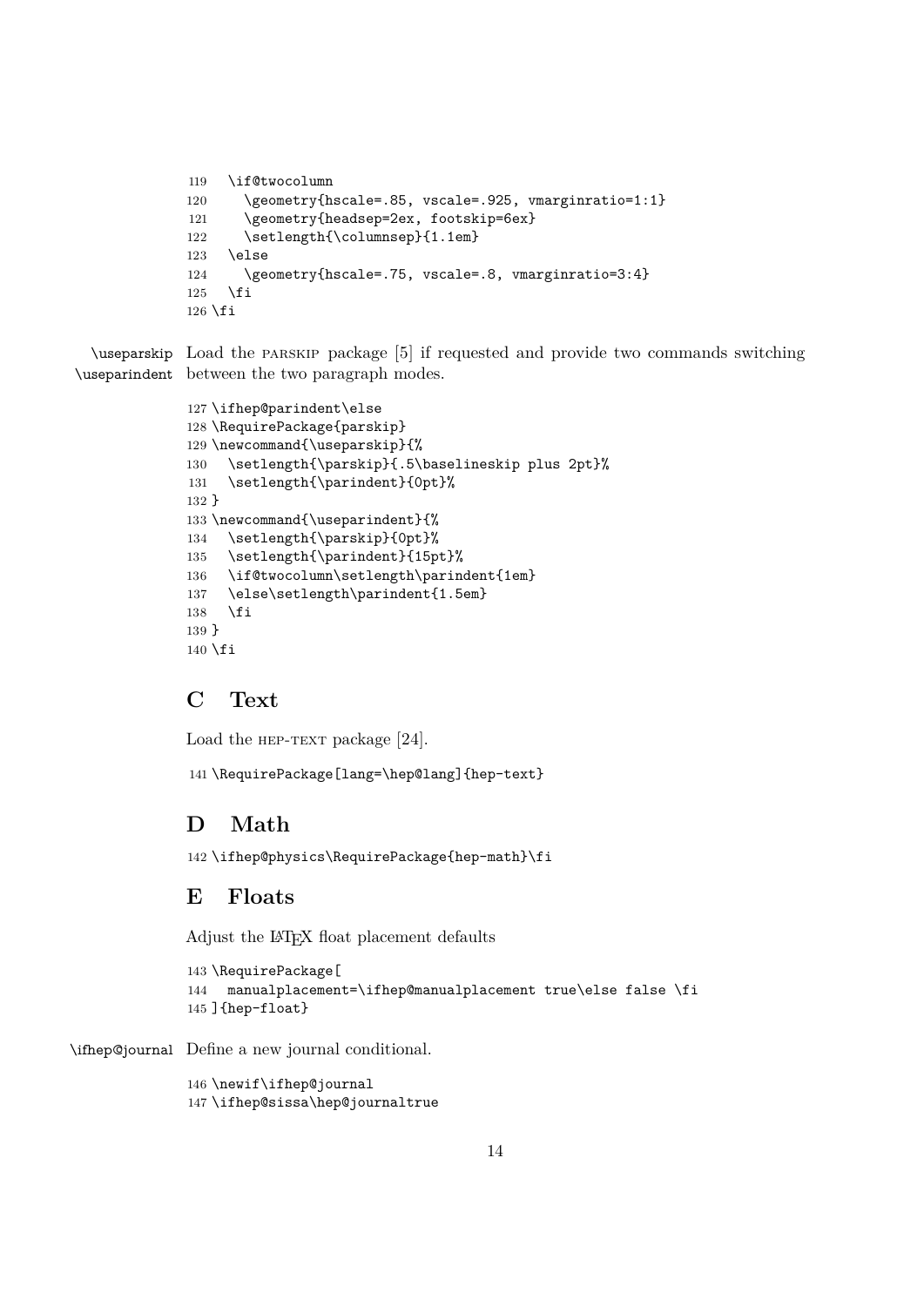```
119   \if@twocolumn
120     \geometry{hscale=.85, vscale=.925, vmarginratio=1:1}
121     \geometry{headsep=2ex, footskip=6ex}
122     \setlength{\columnsep}{1.1em}
123   \else
124     \geometry{hscale=.75, vscale=.8, vmarginratio=3:4}
125   \fi
126 \fi
```

\useparskip \useparindent Load the PARSKIP package [5] if requested and provide two commands switching between the two paragraph modes.

```
127 \ifhep@parindent\else
128 \RequirePackage{parskip}
129 \newcommand{\useparskip}{%
130   \setlength{\parskip}{.5\baselineskip plus 2pt}%
131   \setlength{\parindent}{0pt}%
132 }
133 \newcommand{\useparindent}{%
134   \setlength{\parskip}{0pt}%
135   \setlength{\parindent}{15pt}%
136   \if@twocolumn\setlength\parindent{1em}
137   \else\setlength\parindent{1.5em}
138   \fi
139 }
140 \fi
```

## C Text

Load the HEP-TEXT package [24].

```
141 \RequirePackage[lang=\hep@lang]{hep-text}
```

## D Math

```
142 \ifhep@physics\RequirePackage{hep-math}\fi
```

## E Floats

Adjust the LaTeX float placement defaults

```
143 \RequirePackage[
144   manualplacement=\ifhep@manualplacement true\else false \fi
145 ]{hep-float}
```

\ifhep@journal Define a new journal conditional.

```
146 \newif\ifhep@journal
147 \ifhep@sissa\hep@journaltrue
```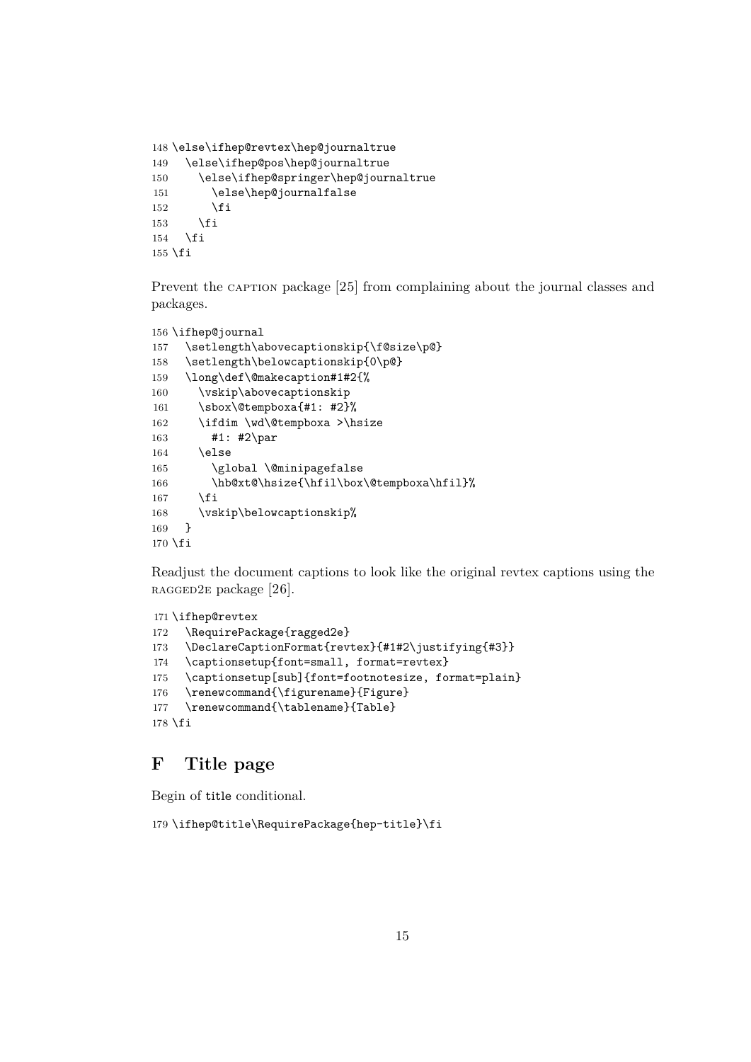```
148 \else\ifhep@revtex\hep@journaltrue
149   \else\ifhep@pos\hep@journaltrue
150     \else\ifhep@springer\hep@journaltrue
151       \else\hep@journalfalse
152       \fi
153     \fi
154   \fi
155 \fi
```

Prevent the caption package [25] from complaining about the journal classes and packages.

```
156 \ifhep@journal
157   \setlength\abovecaptionskip{\f@size\p@}
158   \setlength\belowcaptionskip{0\p@}
159   \long\def\@makecaption#1#2{%
160     \vskip\abovecaptionskip
161     \sbox\@tempboxa{#1: #2}%
162     \ifdim \wd\@tempboxa >\hsize
163       #1: #2\par
164     \else
165       \global \@minipagefalse
166       \hb@xt@\hsize{\hfil\box\@tempboxa\hfil}%
167     \fi
168     \vskip\belowcaptionskip%
169   }
170 \fi
```

Readjust the document captions to look like the original revtex captions using the ragged2e package [26].

```
171 \ifhep@revtex
172   \RequirePackage{ragged2e}
173   \DeclareCaptionFormat{revtex}{#1#2\justifying{#3}}
174   \captionsetup{font=small, format=revtex}
175   \captionsetup[sub]{font=footnotesize, format=plain}
176   \renewcommand{\figurename}{Figure}
177   \renewcommand{\tablename}{Table}
178 \fi
```

## F Title page

Begin of title conditional.

```
179 \ifhep@title\RequirePackage{hep-title}\fi
```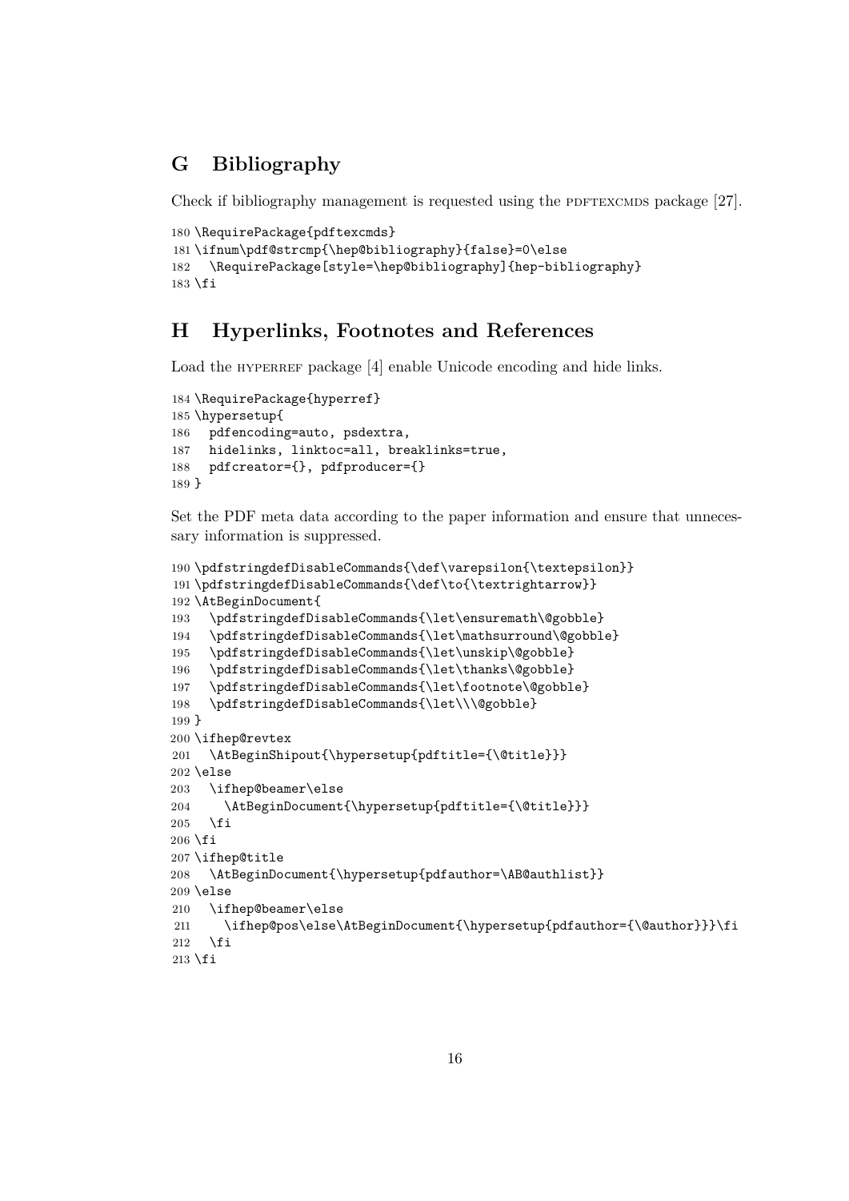## G Bibliography

Check if bibliography management is requested using the PDFTEXCMDS package [27].

```
180 \RequirePackage{pdftexcmds}
181 \ifnum\pdf@strcmp{\hep@bibliography}{false}=0\else
182   \RequirePackage[style=\hep@bibliography]{hep-bibliography}
183 \fi
```

## H Hyperlinks, Footnotes and References

Load the HYPERREF package [4] enable Unicode encoding and hide links.

```
184 \RequirePackage{hyperref}
185 \hypersetup{
186   pdfencoding=auto, psdextra,
187   hidelinks, linktoc=all, breaklinks=true,
188   pdfcreator={}, pdfproducer={}
189 }
```

Set the PDF meta data according to the paper information and ensure that unnecessary information is suppressed.

```
190 \pdfstringdefDisableCommands{\def\varepsilon{\textepsilon}}
191 \pdfstringdefDisableCommands{\def\to{\textrightarrow}}
192 \AtBeginDocument{
193   \pdfstringdefDisableCommands{\let\ensuremath\@gobble}
194   \pdfstringdefDisableCommands{\let\mathsurround\@gobble}
195   \pdfstringdefDisableCommands{\let\unskip\@gobble}
196   \pdfstringdefDisableCommands{\let\thanks\@gobble}
197   \pdfstringdefDisableCommands{\let\footnote\@gobble}
198   \pdfstringdefDisableCommands{\let\\\@gobble}
199 }
200 \ifhep@revtex
201   \AtBeginShipout{\hypersetup{pdftitle={\@title}}}
202 \else
203   \ifhep@beamer\else
204     \AtBeginDocument{\hypersetup{pdftitle={\@title}}}
205   \fi
206 \fi
207 \ifhep@title
208   \AtBeginDocument{\hypersetup{pdfauthor=\AB@authlist}}
209 \else
210   \ifhep@beamer\else
211     \ifhep@pos\else\AtBeginDocument{\hypersetup{pdfauthor={\@author}}}\fi
212   \fi
213 \fi
```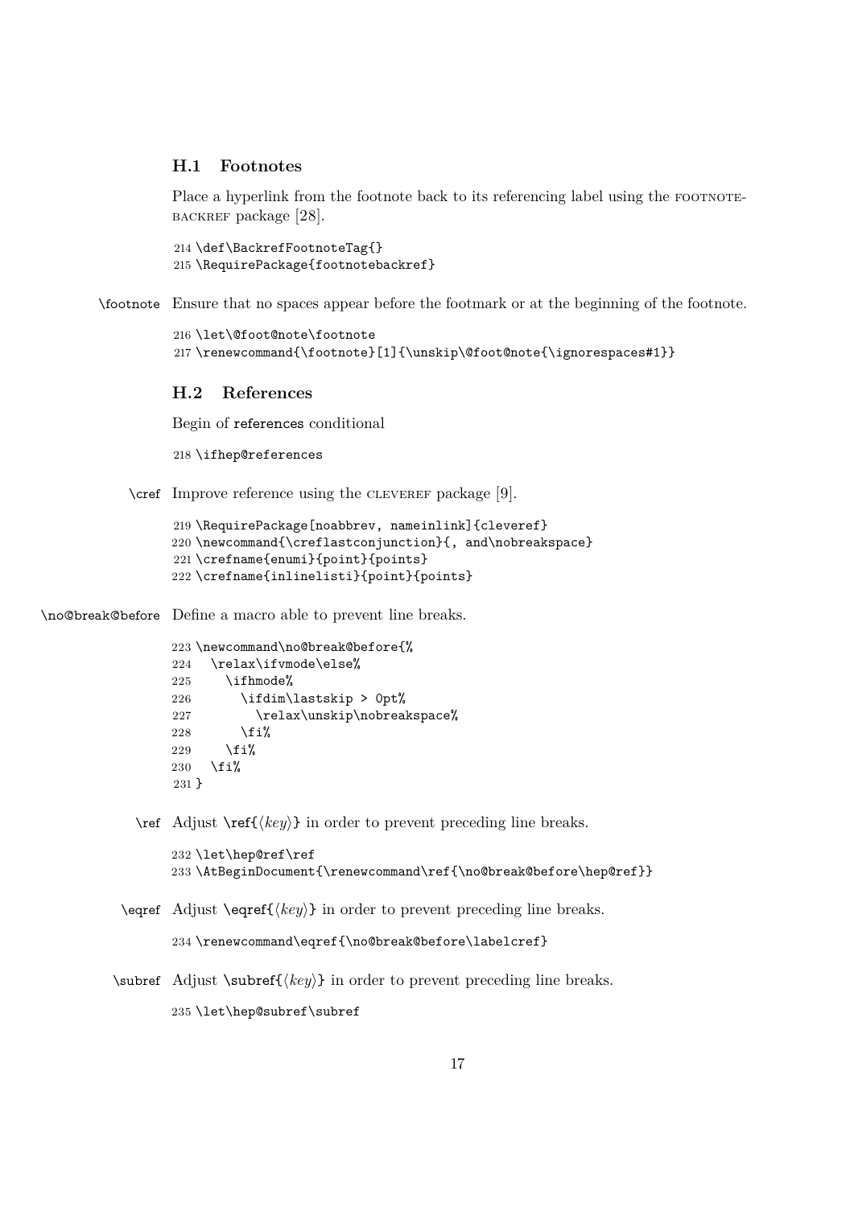### H.1 Footnotes

Place a hyperlink from the footnote back to its referencing label using the FOOTNOTEBACKREF package [28].

```
214 \def\BackrefFootnoteTag{}
215 \RequirePackage{footnotebackref}
```

\footnote Ensure that no spaces appear before the footmark or at the beginning of the footnote.

```
216 \let\@foot@note\footnote
217 \renewcommand{\footnote}[1]{\unskip\@foot@note{\ignorespaces#1}}
```

### H.2 References

Begin of references conditional

```
218 \ifhep@references
```

\cref Improve reference using the CLEVEREF package [9].

```
219 \RequirePackage[noabbrev, nameinlink]{cleveref}
220 \newcommand{\creflastconjunction}{, and\nobreakspace}
221 \crefname{enumi}{point}{points}
222 \crefname{inlinelisti}{point}{points}
```

\no@break@before Define a macro able to prevent line breaks.

```
223 \newcommand\no@break@before{%
224   \relax\ifvmode\else%
225     \ifhmode%
226       \ifdim\lastskip > 0pt%
227         \relax\unskip\nobreakspace%
228       \fi%
229     \fi%
230   \fi%
231 }
```

\ref Adjust \ref{⟨key⟩} in order to prevent preceding line breaks.

```
232 \let\hep@ref\ref
233 \AtBeginDocument{\renewcommand\ref{\no@break@before\hep@ref}}
```

\eqref Adjust \eqref{⟨key⟩} in order to prevent preceding line breaks.

```
234 \renewcommand\eqref{\no@break@before\labelcref}
```

\subref Adjust \subref{⟨key⟩} in order to prevent preceding line breaks.

```
235 \let\hep@subref\subref
```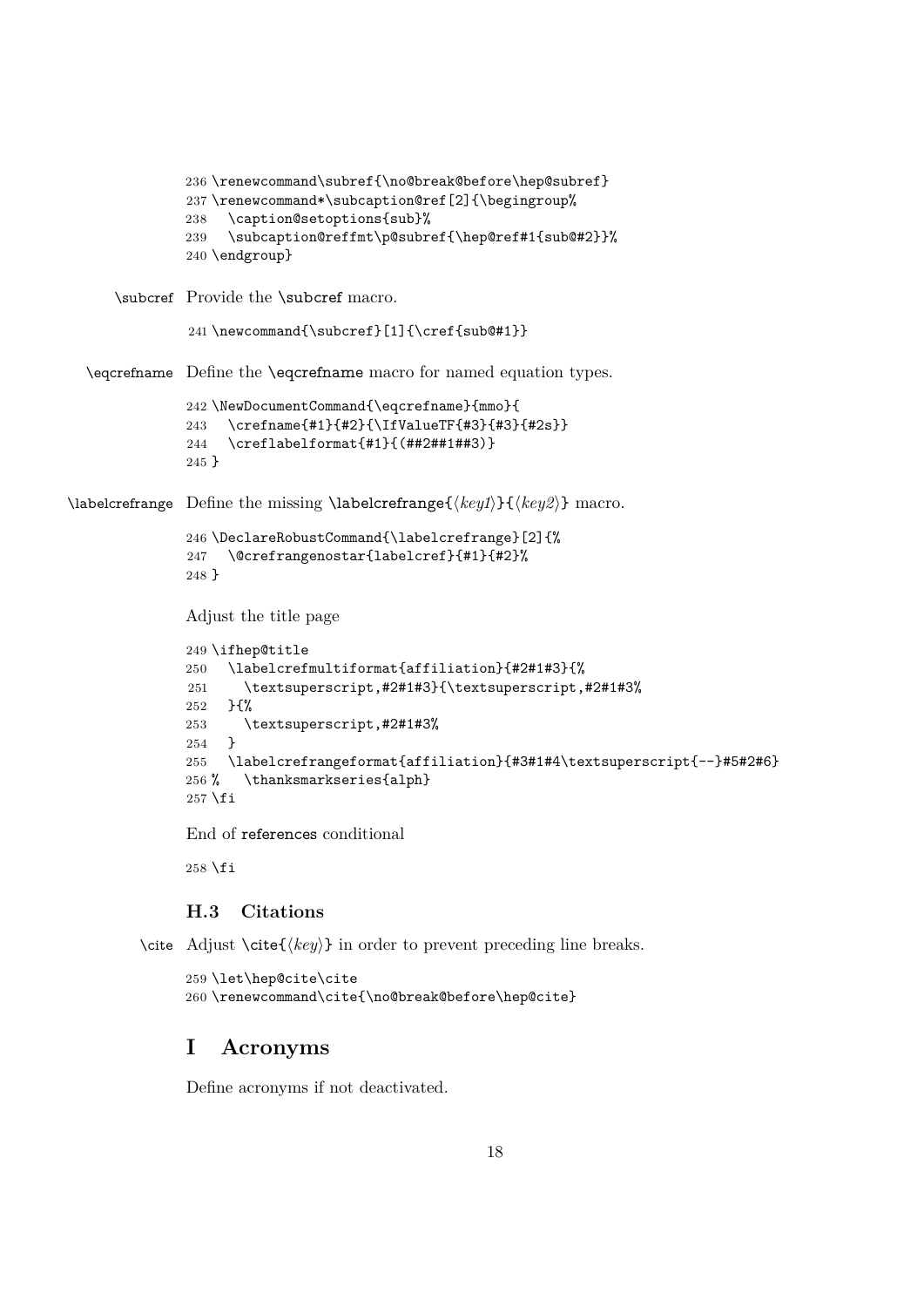```
236 \renewcommand\subref{\no@break@before\hep@subref}
237 \renewcommand*\subcaption@ref[2]{\begingroup%
238   \caption@setoptions{sub}%
239   \subcaption@reffmt\p@subref{\hep@ref#1{sub@#2}}%
240 \endgroup}
```

`\subcref` Provide the `\subcref` macro.

```
241 \newcommand{\subcref}[1]{\cref{sub@#1}}
```

`\eqcrefname` Define the `\eqcrefname` macro for named equation types.

```
242 \NewDocumentCommand{\eqcrefname}{mmo}{
243   \crefname{#1}{#2}{\IfValueTF{#3}{#3}{#2s}}
244   \creflabelformat{#1}{(##2##1##3)}
245 }
```

`\labelcrefrange` Define the missing `\labelcrefrange{⟨key1⟩}{⟨key2⟩}` macro.

```
246 \DeclareRobustCommand{\labelcrefrange}[2]{%
247   \@crefrangenostar{labelcref}{#1}{#2}%
248 }
```

Adjust the title page

```
249 \ifhep@title
250   \labelcrefmultiformat{affiliation}{#2#1#3}{%
251     \textsuperscript,#2#1#3}{\textsuperscript,#2#1#3%
252   }{%
253     \textsuperscript,#2#1#3%
254   }
255   \labelcrefrangeformat{affiliation}{#3#1#4\textsuperscript{--}#5#2#6}
256 %   \thanksmarkseries{alph}
257 \fi
```

End of `references` conditional

```
258 \fi
```

### H.3 Citations

`\cite` Adjust `\cite{⟨key⟩}` in order to prevent preceding line breaks.

```
259 \let\hep@cite\cite
260 \renewcommand\cite{\no@break@before\hep@cite}
```

## I Acronyms

Define acronyms if not deactivated.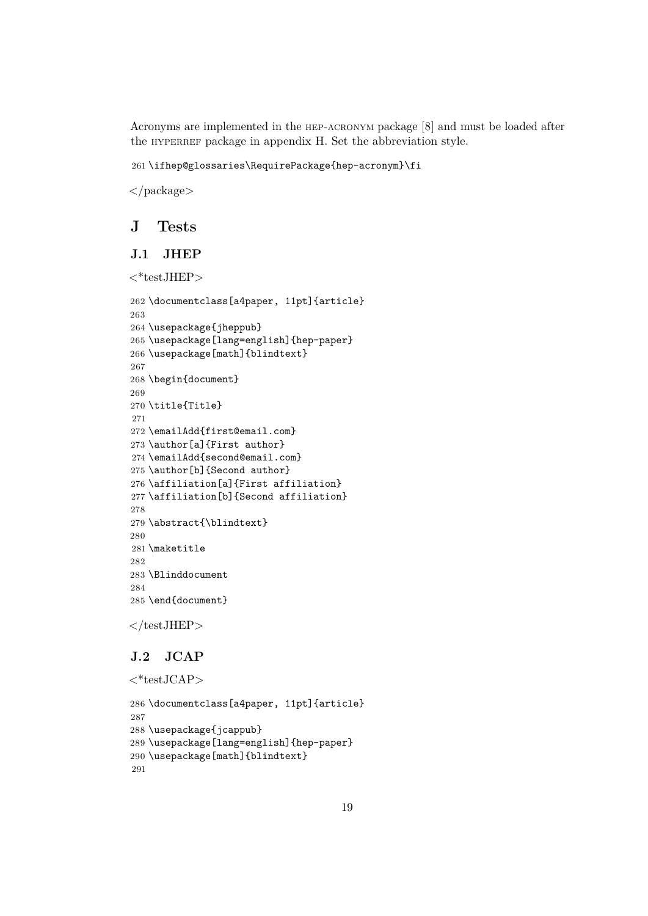Acronyms are implemented in the HEP-ACRONYM package [8] and must be loaded after the HYPERREF package in appendix H. Set the abbreviation style.

```
261 \ifhep@glossaries\RequirePackage{hep-acronym}\fi
```

</package>

## J Tests

### J.1 JHEP

<*testJHEP>

```
262 \documentclass[a4paper, 11pt]{article}
263
264 \usepackage{jheppub}
265 \usepackage[lang=english]{hep-paper}
266 \usepackage[math]{blindtext}
267
268 \begin{document}
269
270 \title{Title}
271
272 \emailAdd{first@email.com}
273 \author[a]{First author}
274 \emailAdd{second@email.com}
275 \author[b]{Second author}
276 \affiliation[a]{First affiliation}
277 \affiliation[b]{Second affiliation}
278
279 \abstract{\blindtext}
280
281 \maketitle
282
283 \Blinddocument
284
285 \end{document}
```

</testJHEP>

### J.2 JCAP

<*testJCAP>

```
286 \documentclass[a4paper, 11pt]{article}
287
288 \usepackage{jcappub}
289 \usepackage[lang=english]{hep-paper}
290 \usepackage[math]{blindtext}
291
```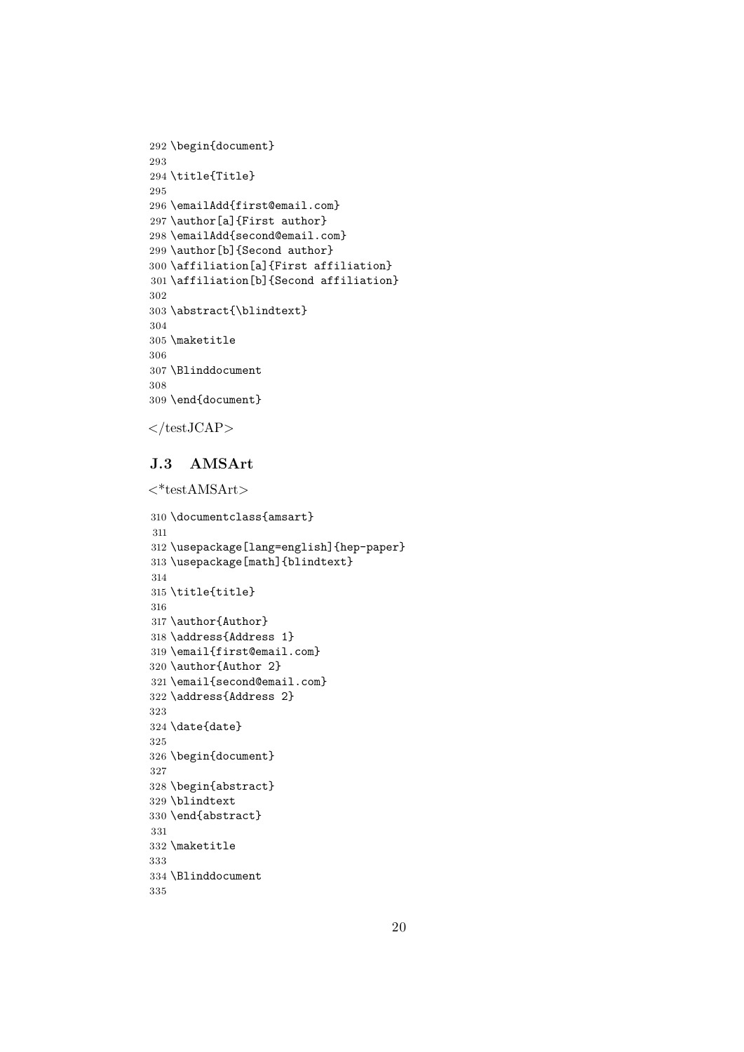```
292 \begin{document}
293
294 \title{Title}
295
296 \emailAdd{first@email.com}
297 \author[a]{First author}
298 \emailAdd{second@email.com}
299 \author[b]{Second author}
300 \affiliation[a]{First affiliation}
301 \affiliation[b]{Second affiliation}
302
303 \abstract{\blindtext}
304
305 \maketitle
306
307 \Blinddocument
308
309 \end{document}
```

</testJCAP>

### J.3 AMSArt

<*testAMSArt>

```
310 \documentclass{amsart}
311
312 \usepackage[lang=english]{hep-paper}
313 \usepackage[math]{blindtext}
314
315 \title{title}
316
317 \author{Author}
318 \address{Address 1}
319 \email{first@email.com}
320 \author{Author 2}
321 \email{second@email.com}
322 \address{Address 2}
323
324 \date{date}
325
326 \begin{document}
327
328 \begin{abstract}
329 \blindtext
330 \end{abstract}
331
332 \maketitle
333
334 \Blinddocument
335
```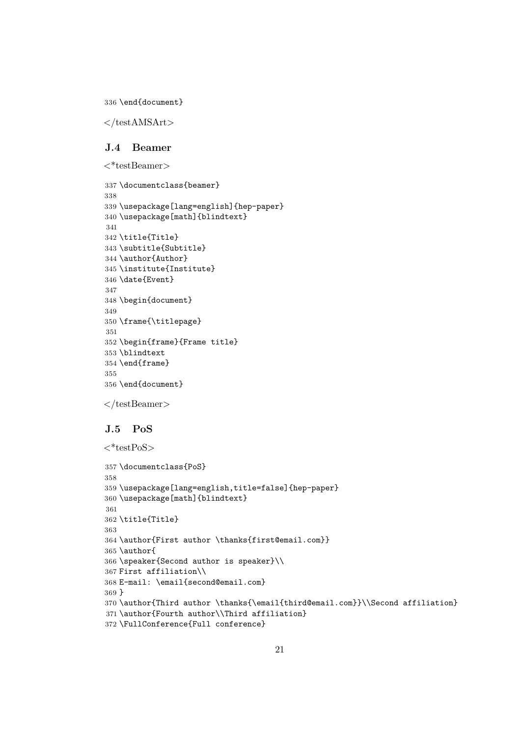```
336 \end{document}
```

</testAMSArt>

### J.4 Beamer

<*testBeamer>

```
337 \documentclass{beamer}
338
339 \usepackage[lang=english]{hep-paper}
340 \usepackage[math]{blindtext}
341
342 \title{Title}
343 \subtitle{Subtitle}
344 \author{Author}
345 \institute{Institute}
346 \date{Event}
347
348 \begin{document}
349
350 \frame{\titlepage}
351
352 \begin{frame}{Frame title}
353 \blindtext
354 \end{frame}
355
356 \end{document}
```

</testBeamer>

### J.5 PoS

<*testPoS>

```
357 \documentclass{PoS}
358
359 \usepackage[lang=english,title=false]{hep-paper}
360 \usepackage[math]{blindtext}
361
362 \title{Title}
363
364 \author{First author \thanks{first@email.com}}
365 \author{
366 \speaker{Second author is speaker}\\
367 First affiliation\\
368 E-mail: \email{second@email.com}
369 }
370 \author{Third author \thanks{\email{third@email.com}}\\Second affiliation}
371 \author{Fourth author\\Third affiliation}
372 \FullConference{Full conference}
```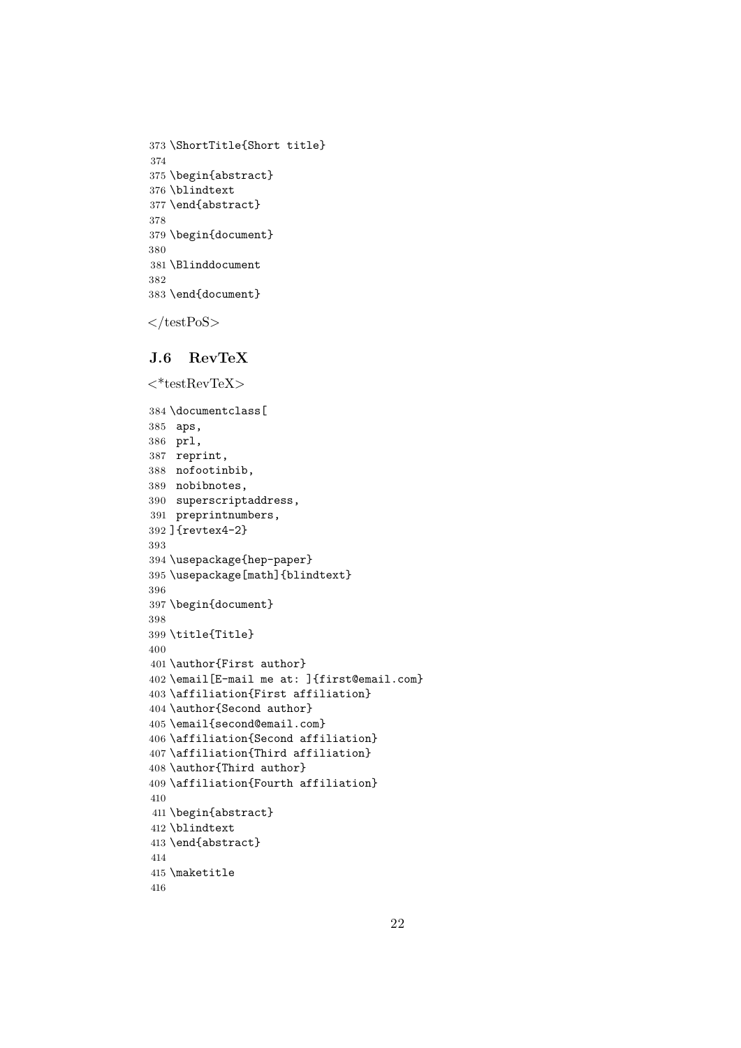```
373 \ShortTitle{Short title}
374
375 \begin{abstract}
376 \blindtext
377 \end{abstract}
378
379 \begin{document}
380
381 \Blinddocument
382
383 \end{document}
```

</testPoS>

### J.6 RevTeX

<*testRevTeX>

```
384 \documentclass[
385  aps,
386  prl,
387  reprint,
388  nofootinbib,
389  nobibnotes,
390  superscriptaddress,
391  preprintnumbers,
392 ]{revtex4-2}
393
394 \usepackage{hep-paper}
395 \usepackage[math]{blindtext}
396
397 \begin{document}
398
399 \title{Title}
400
401 \author{First author}
402 \email[E-mail me at: ]{first@email.com}
403 \affiliation{First affiliation}
404 \author{Second author}
405 \email{second@email.com}
406 \affiliation{Second affiliation}
407 \affiliation{Third affiliation}
408 \author{Third author}
409 \affiliation{Fourth affiliation}
410
411 \begin{abstract}
412 \blindtext
413 \end{abstract}
414
415 \maketitle
416
```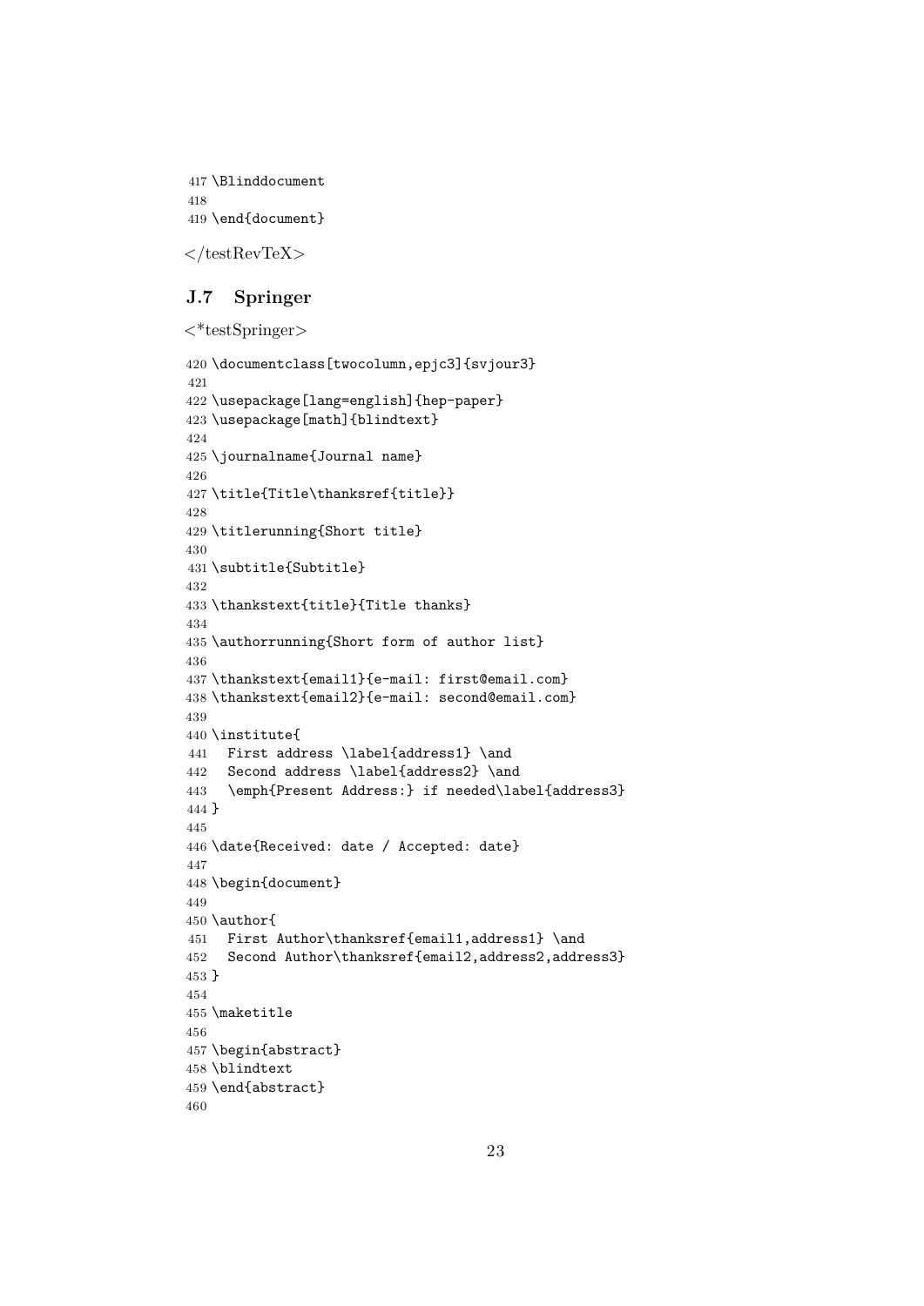```
417 \Blinddocument
418
419 \end{document}
```

</testRevTeX>

### J.7 Springer

<*testSpringer>

```
420 \documentclass[twocolumn,epjc3]{svjour3}
421
422 \usepackage[lang=english]{hep-paper}
423 \usepackage[math]{blindtext}
424
425 \journalname{Journal name}
426
427 \title{Title\thanksref{title}}
428
429 \titlerunning{Short title}
430
431 \subtitle{Subtitle}
432
433 \thankstext{title}{Title thanks}
434
435 \authorrunning{Short form of author list}
436
437 \thankstext{email1}{e-mail: first@email.com}
438 \thankstext{email2}{e-mail: second@email.com}
439
440 \institute{
441   First address \label{address1} \and
442   Second address \label{address2} \and
443   \emph{Present Address:} if needed\label{address3}
444 }
445
446 \date{Received: date / Accepted: date}
447
448 \begin{document}
449
450 \author{
451   First Author\thanksref{email1,address1} \and
452   Second Author\thanksref{email2,address2,address3}
453 }
454
455 \maketitle
456
457 \begin{abstract}
458 \blindtext
459 \end{abstract}
460
```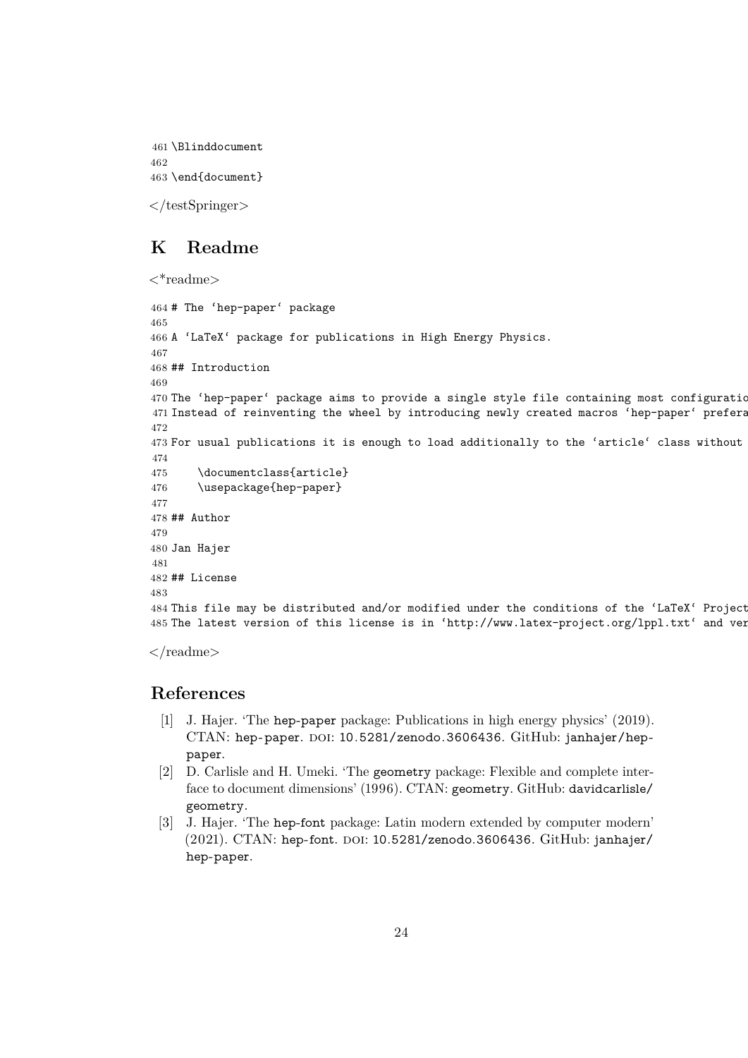```
461 \Blinddocument
462
463 \end{document}
```

</testSpringer>

## K Readme

<*readme>

```
464 # The ‘hep-paper‘ package
465
466 A ‘LaTeX‘ package for publications in High Energy Physics.
467
468 ## Introduction
469
470 The ‘hep-paper‘ package aims to provide a single style file containing most configuratio
471 Instead of reinventing the wheel by introducing newly created macros ‘hep-paper‘ prefera
472
473 For usual publications it is enough to load additionally to the ‘article‘ class without
474
475     \documentclass{article}
476     \usepackage{hep-paper}
477
478 ## Author
479
480 Jan Hajer
481
482 ## License
483
484 This file may be distributed and/or modified under the conditions of the ‘LaTeX‘ Project
485 The latest version of this license is in ‘http://www.latex-project.org/lppl.txt‘ and ver
```

</readme>

## References

[1] J. Hajer. 'The **hep-paper** package: Publications in high energy physics' (2019). CTAN: hep-paper. DOI: 10.5281/zenodo.3606436. GitHub: janhajer/hep-paper.

[2] D. Carlisle and H. Umeki. 'The **geometry** package: Flexible and complete interface to document dimensions' (1996). CTAN: geometry. GitHub: davidcarlisle/geometry.

[3] J. Hajer. 'The **hep-font** package: Latin modern extended by computer modern' (2021). CTAN: hep-font. DOI: 10.5281/zenodo.3606436. GitHub: janhajer/hep-paper.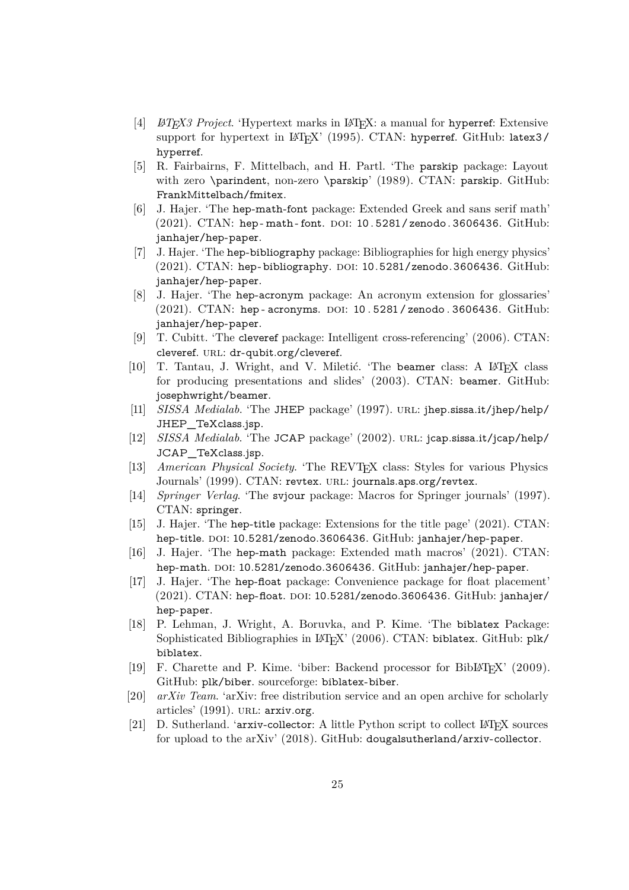[4] *LaTeX3 Project*. 'Hypertext marks in LaTeX: a manual for hyperref: Extensive support for hypertext in LaTeX' (1995). CTAN: hyperref. GitHub: latex3/hyperref.

[5] R. Fairbairns, F. Mittelbach, and H. Partl. 'The parskip package: Layout with zero \parindent, non-zero \parskip' (1989). CTAN: parskip. GitHub: FrankMittelbach/fmitex.

[6] J. Hajer. 'The hep-math-font package: Extended Greek and sans serif math' (2021). CTAN: hep-math-font. DOI: 10.5281/zenodo.3606436. GitHub: janhajer/hep-paper.

[7] J. Hajer. 'The hep-bibliography package: Bibliographies for high energy physics' (2021). CTAN: hep-bibliography. DOI: 10.5281/zenodo.3606436. GitHub: janhajer/hep-paper.

[8] J. Hajer. 'The hep-acronym package: An acronym extension for glossaries' (2021). CTAN: hep-acronyms. DOI: 10.5281/zenodo.3606436. GitHub: janhajer/hep-paper.

[9] T. Cubitt. 'The cleveref package: Intelligent cross-referencing' (2006). CTAN: cleveref. URL: dr-qubit.org/cleveref.

[10] T. Tantau, J. Wright, and V. Miletić. 'The beamer class: A LaTeX class for producing presentations and slides' (2003). CTAN: beamer. GitHub: josephwright/beamer.

[11] *SISSA Medialab*. 'The JHEP package' (1997). URL: jhep.sissa.it/jhep/help/JHEP_TeXclass.jsp.

[12] *SISSA Medialab*. 'The JCAP package' (2002). URL: jcap.sissa.it/jcap/help/JCAP_TeXclass.jsp.

[13] *American Physical Society*. 'The REVTeX class: Styles for various Physics Journals' (1999). CTAN: revtex. URL: journals.aps.org/revtex.

[14] *Springer Verlag*. 'The svjour package: Macros for Springer journals' (1997). CTAN: springer.

[15] J. Hajer. 'The hep-title package: Extensions for the title page' (2021). CTAN: hep-title. DOI: 10.5281/zenodo.3606436. GitHub: janhajer/hep-paper.

[16] J. Hajer. 'The hep-math package: Extended math macros' (2021). CTAN: hep-math. DOI: 10.5281/zenodo.3606436. GitHub: janhajer/hep-paper.

[17] J. Hajer. 'The hep-float package: Convenience package for float placement' (2021). CTAN: hep-float. DOI: 10.5281/zenodo.3606436. GitHub: janhajer/hep-paper.

[18] P. Lehman, J. Wright, A. Boruvka, and P. Kime. 'The biblatex Package: Sophisticated Bibliographies in LaTeX' (2006). CTAN: biblatex. GitHub: plk/biblatex.

[19] F. Charette and P. Kime. 'biber: Backend processor for BibLaTeX' (2009). GitHub: plk/biber. sourceforge: biblatex-biber.

[20] *arXiv Team*. 'arXiv: free distribution service and an open archive for scholarly articles' (1991). URL: arxiv.org.

[21] D. Sutherland. 'arxiv-collector: A little Python script to collect LaTeX sources for upload to the arXiv' (2018). GitHub: dougalsutherland/arxiv-collector.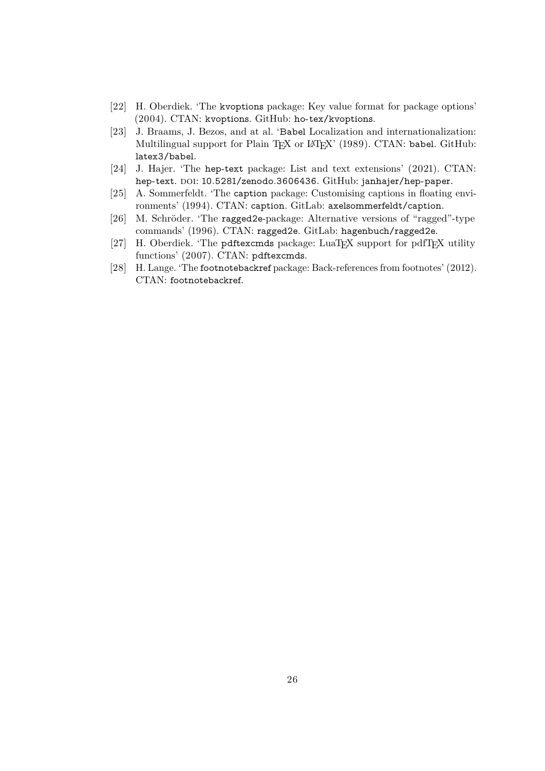[22] H. Oberdiek. 'The kvoptions package: Key value format for package options' (2004). CTAN: kvoptions. GitHub: ho-tex/kvoptions.

[23] J. Braams, J. Bezos, and at al. 'Babel Localization and internationalization: Multilingual support for Plain TEX or LATEX' (1989). CTAN: babel. GitHub: latex3/babel.

[24] J. Hajer. 'The hep-text package: List and text extensions' (2021). CTAN: hep-text. DOI: 10.5281/zenodo.3606436. GitHub: janhajer/hep-paper.

[25] A. Sommerfeldt. 'The caption package: Customising captions in floating environments' (1994). CTAN: caption. GitLab: axelsommerfeldt/caption.

[26] M. Schröder. 'The ragged2e-package: Alternative versions of "ragged"-type commands' (1996). CTAN: ragged2e. GitLab: hagenbuch/ragged2e.

[27] H. Oberdiek. 'The pdftexcmds package: LuaTEX support for pdfTEX utility functions' (2007). CTAN: pdftexcmds.

[28] H. Lange. 'The footnotebackref package: Back-references from footnotes' (2012). CTAN: footnotebackref.